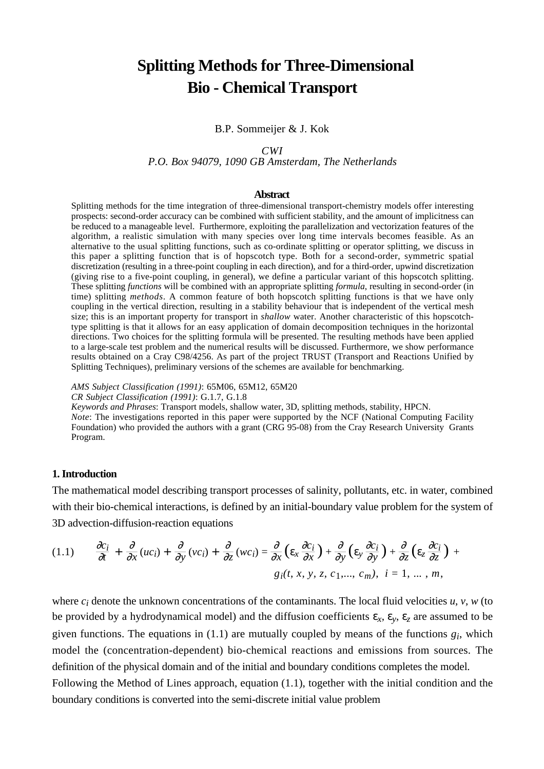# Splitting Methods for Three-Dimensional Bio - Chemical Transport

B.P. Sommeijer & J. Kok

*CWI*
*P.O. Box 94079, 1090 GB Amsterdam, The Netherlands*

## Abstract

Splitting methods for the time integration of three-dimensional transport-chemistry models offer interesting prospects: second-order accuracy can be combined with sufficient stability, and the amount of implicitness can be reduced to a manageable level. Furthermore, exploiting the parallelization and vectorization features of the algorithm, a realistic simulation with many species over long time intervals becomes feasible. As an alternative to the usual splitting functions, such as co-ordinate splitting or operator splitting, we discuss in this paper a splitting function that is of hopscotch type. Both for a second-order, symmetric spatial discretization (resulting in a three-point coupling in each direction), and for a third-order, upwind discretization (giving rise to a five-point coupling, in general), we define a particular variant of this hopscotch splitting. These splitting *functions* will be combined with an appropriate splitting *formula*, resulting in second-order (in time) splitting *methods*. A common feature of both hopscotch splitting functions is that we have only coupling in the vertical direction, resulting in a stability behaviour that is independent of the vertical mesh size; this is an important property for transport in *shallow* water. Another characteristic of this hopscotch-type splitting is that it allows for an easy application of domain decomposition techniques in the horizontal directions. Two choices for the splitting formula will be presented. The resulting methods have been applied to a large-scale test problem and the numerical results will be discussed. Furthermore, we show performance results obtained on a Cray C98/4256. As part of the project TRUST (Transport and Reactions Unified by Splitting Techniques), preliminary versions of the schemes are available for benchmarking.

*AMS Subject Classification (1991)*: 65M06, 65M12, 65M20
*CR Subject Classification (1991)*: G.1.7, G.1.8
*Keywords and Phrases*: Transport models, shallow water, 3D, splitting methods, stability, HPCN.
*Note*: The investigations reported in this paper were supported by the NCF (National Computing Facility Foundation) who provided the authors with a grant (CRG 95-08) from the Cray Research University Grants Program.

## 1. Introduction

The mathematical model describing transport processes of salinity, pollutants, etc. in water, combined with their bio-chemical interactions, is defined by an initial-boundary value problem for the system of 3D advection-diffusion-reaction equations

$$(1.1)\qquad \frac{\partial c_i}{\partial t} + \frac{\partial}{\partial x}(uc_i) + \frac{\partial}{\partial y}(vc_i) + \frac{\partial}{\partial z}(wc_i) = \frac{\partial}{\partial x}\left(\varepsilon_x \frac{\partial c_i}{\partial x}\right) + \frac{\partial}{\partial y}\left(\varepsilon_y \frac{\partial c_i}{\partial y}\right) + \frac{\partial}{\partial z}\left(\varepsilon_z \frac{\partial c_i}{\partial z}\right) + g_i(t, x, y, z, c_1,..., c_m),\ \ i = 1, ... , m,$$

where $c_i$ denote the unknown concentrations of the contaminants. The local fluid velocities $u$, $v$, $w$ (to be provided by a hydrodynamical model) and the diffusion coefficients $\varepsilon_x$, $\varepsilon_y$, $\varepsilon_z$ are assumed to be given functions. The equations in (1.1) are mutually coupled by means of the functions $g_i$, which model the (concentration-dependent) bio-chemical reactions and emissions from sources. The definition of the physical domain and of the initial and boundary conditions completes the model.

Following the Method of Lines approach, equation (1.1), together with the initial condition and the boundary conditions is converted into the semi-discrete initial value problem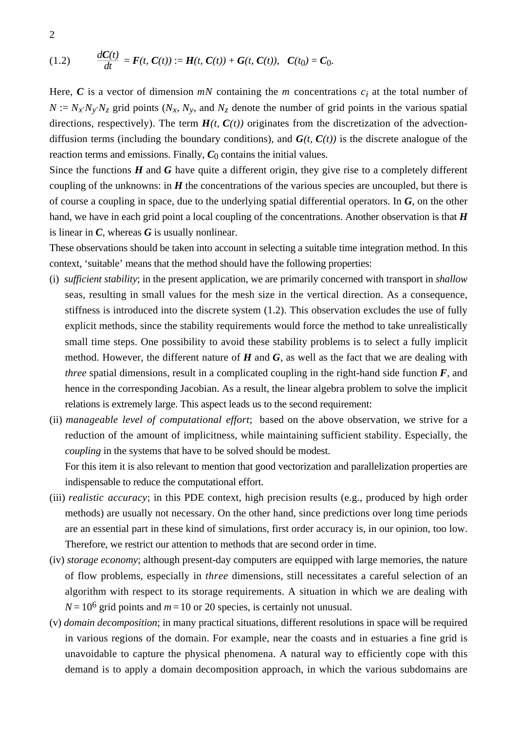$$\text{(1.2)} \qquad \frac{d\boldsymbol{C}(t)}{dt} = \boldsymbol{F}(t, \boldsymbol{C}(t)) := \boldsymbol{H}(t, \boldsymbol{C}(t)) + \boldsymbol{G}(t, \boldsymbol{C}(t)), \quad \boldsymbol{C}(t_0) = \boldsymbol{C}_0.$$

Here, $\boldsymbol{C}$ is a vector of dimension $mN$ containing the $m$ concentrations $c_i$ at the total number of $N := N_x \cdot N_y \cdot N_z$ grid points ($N_x$, $N_y$, and $N_z$ denote the number of grid points in the various spatial directions, respectively). The term $\boldsymbol{H}(t, \boldsymbol{C}(t))$ originates from the discretization of the advection-diffusion terms (including the boundary conditions), and $\boldsymbol{G}(t, \boldsymbol{C}(t))$ is the discrete analogue of the reaction terms and emissions. Finally, $\boldsymbol{C}_0$ contains the initial values.

Since the functions $\boldsymbol{H}$ and $\boldsymbol{G}$ have quite a different origin, they give rise to a completely different coupling of the unknowns: in $\boldsymbol{H}$ the concentrations of the various species are uncoupled, but there is of course a coupling in space, due to the underlying spatial differential operators. In $\boldsymbol{G}$, on the other hand, we have in each grid point a local coupling of the concentrations. Another observation is that $\boldsymbol{H}$ is linear in $\boldsymbol{C}$, whereas $\boldsymbol{G}$ is usually nonlinear.

These observations should be taken into account in selecting a suitable time integration method. In this context, 'suitable' means that the method should have the following properties:

(i) *sufficient stability*; in the present application, we are primarily concerned with transport in *shallow* seas, resulting in small values for the mesh size in the vertical direction. As a consequence, stiffness is introduced into the discrete system (1.2). This observation excludes the use of fully explicit methods, since the stability requirements would force the method to take unrealistically small time steps. One possibility to avoid these stability problems is to select a fully implicit method. However, the different nature of $\boldsymbol{H}$ and $\boldsymbol{G}$, as well as the fact that we are dealing with *three* spatial dimensions, result in a complicated coupling in the right-hand side function $\boldsymbol{F}$, and hence in the corresponding Jacobian. As a result, the linear algebra problem to solve the implicit relations is extremely large. This aspect leads us to the second requirement:

(ii) *manageable level of computational effort*; based on the above observation, we strive for a reduction of the amount of implicitness, while maintaining sufficient stability. Especially, the *coupling* in the systems that have to be solved should be modest.
For this item it is also relevant to mention that good vectorization and parallelization properties are indispensable to reduce the computational effort.

(iii) *realistic accuracy*; in this PDE context, high precision results (e.g., produced by high order methods) are usually not necessary. On the other hand, since predictions over long time periods are an essential part in these kind of simulations, first order accuracy is, in our opinion, too low. Therefore, we restrict our attention to methods that are second order in time.

(iv) *storage economy*; although present-day computers are equipped with large memories, the nature of flow problems, especially in *three* dimensions, still necessitates a careful selection of an algorithm with respect to its storage requirements. A situation in which we are dealing with $N = 10^6$ grid points and $m = 10$ or 20 species, is certainly not unusual.

(v) *domain decomposition*; in many practical situations, different resolutions in space will be required in various regions of the domain. For example, near the coasts and in estuaries a fine grid is unavoidable to capture the physical phenomena. A natural way to efficiently cope with this demand is to apply a domain decomposition approach, in which the various subdomains are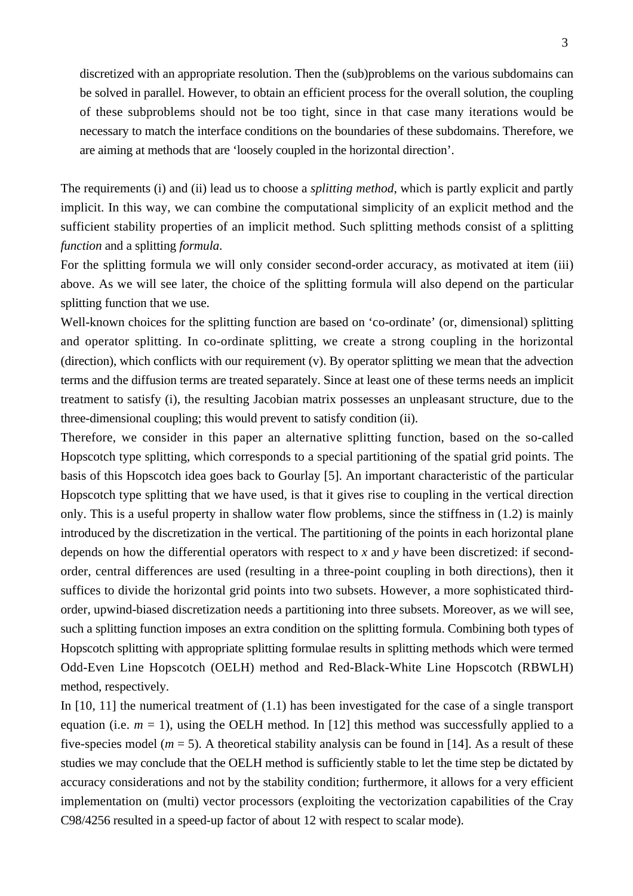discretized with an appropriate resolution. Then the (sub)problems on the various subdomains can be solved in parallel. However, to obtain an efficient process for the overall solution, the coupling of these subproblems should not be too tight, since in that case many iterations would be necessary to match the interface conditions on the boundaries of these subdomains. Therefore, we are aiming at methods that are 'loosely coupled in the horizontal direction'.

The requirements (i) and (ii) lead us to choose a *splitting method*, which is partly explicit and partly implicit. In this way, we can combine the computational simplicity of an explicit method and the sufficient stability properties of an implicit method. Such splitting methods consist of a splitting *function* and a splitting *formula*.

For the splitting formula we will only consider second-order accuracy, as motivated at item (iii) above. As we will see later, the choice of the splitting formula will also depend on the particular splitting function that we use.

Well-known choices for the splitting function are based on 'co-ordinate' (or, dimensional) splitting and operator splitting. In co-ordinate splitting, we create a strong coupling in the horizontal (direction), which conflicts with our requirement (v). By operator splitting we mean that the advection terms and the diffusion terms are treated separately. Since at least one of these terms needs an implicit treatment to satisfy (i), the resulting Jacobian matrix possesses an unpleasant structure, due to the three-dimensional coupling; this would prevent to satisfy condition (ii).

Therefore, we consider in this paper an alternative splitting function, based on the so-called Hopscotch type splitting, which corresponds to a special partitioning of the spatial grid points. The basis of this Hopscotch idea goes back to Gourlay [5]. An important characteristic of the particular Hopscotch type splitting that we have used, is that it gives rise to coupling in the vertical direction only. This is a useful property in shallow water flow problems, since the stiffness in (1.2) is mainly introduced by the discretization in the vertical. The partitioning of the points in each horizontal plane depends on how the differential operators with respect to $x$ and $y$ have been discretized: if second-order, central differences are used (resulting in a three-point coupling in both directions), then it suffices to divide the horizontal grid points into two subsets. However, a more sophisticated third-order, upwind-biased discretization needs a partitioning into three subsets. Moreover, as we will see, such a splitting function imposes an extra condition on the splitting formula. Combining both types of Hopscotch splitting with appropriate splitting formulae results in splitting methods which were termed Odd-Even Line Hopscotch (OELH) method and Red-Black-White Line Hopscotch (RBWLH) method, respectively.

In [10, 11] the numerical treatment of (1.1) has been investigated for the case of a single transport equation (i.e. $m = 1$), using the OELH method. In [12] this method was successfully applied to a five-species model ($m = 5$). A theoretical stability analysis can be found in [14]. As a result of these studies we may conclude that the OELH method is sufficiently stable to let the time step be dictated by accuracy considerations and not by the stability condition; furthermore, it allows for a very efficient implementation on (multi) vector processors (exploiting the vectorization capabilities of the Cray C98/4256 resulted in a speed-up factor of about 12 with respect to scalar mode).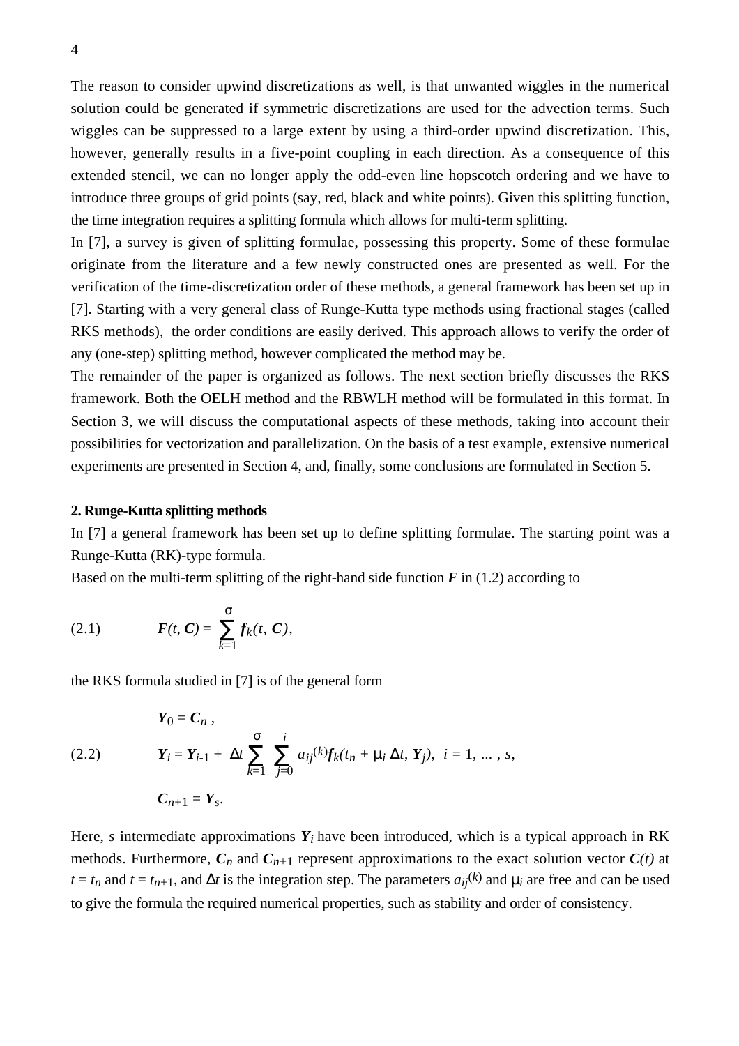The reason to consider upwind discretizations as well, is that unwanted wiggles in the numerical solution could be generated if symmetric discretizations are used for the advection terms. Such wiggles can be suppressed to a large extent by using a third-order upwind discretization. This, however, generally results in a five-point coupling in each direction. As a consequence of this extended stencil, we can no longer apply the odd-even line hopscotch ordering and we have to introduce three groups of grid points (say, red, black and white points). Given this splitting function, the time integration requires a splitting formula which allows for multi-term splitting.

In [7], a survey is given of splitting formulae, possessing this property. Some of these formulae originate from the literature and a few newly constructed ones are presented as well. For the verification of the time-discretization order of these methods, a general framework has been set up in [7]. Starting with a very general class of Runge-Kutta type methods using fractional stages (called RKS methods), the order conditions are easily derived. This approach allows to verify the order of any (one-step) splitting method, however complicated the method may be.

The remainder of the paper is organized as follows. The next section briefly discusses the RKS framework. Both the OELH method and the RBWLH method will be formulated in this format. In Section 3, we will discuss the computational aspects of these methods, taking into account their possibilities for vectorization and parallelization. On the basis of a test example, extensive numerical experiments are presented in Section 4, and, finally, some conclusions are formulated in Section 5.

## 2. Runge-Kutta splitting methods

In [7] a general framework has been set up to define splitting formulae. The starting point was a Runge-Kutta (RK)-type formula.

Based on the multi-term splitting of the right-hand side function $\boldsymbol{F}$ in (1.2) according to

$$\boldsymbol{F}(t, \boldsymbol{C}) = \sum_{k=1}^{\sigma} \boldsymbol{f}_k(t, \boldsymbol{C}), \tag{2.1}$$

the RKS formula studied in [7] is of the general form

$$\begin{aligned}
&\boldsymbol{Y}_0 = \boldsymbol{C}_n , \\
&\boldsymbol{Y}_i = \boldsymbol{Y}_{i-1} + \Delta t \sum_{k=1}^{\sigma} \sum_{j=0}^{i} a_{ij}^{(k)} \boldsymbol{f}_k(t_n + \mu_i \Delta t, \boldsymbol{Y}_j), \quad i = 1, \dots , s, \\
&\boldsymbol{C}_{n+1} = \boldsymbol{Y}_s.
\end{aligned} \tag{2.2}$$

Here, $s$ intermediate approximations $\boldsymbol{Y}_i$ have been introduced, which is a typical approach in RK methods. Furthermore, $\boldsymbol{C}_n$ and $\boldsymbol{C}_{n+1}$ represent approximations to the exact solution vector $\boldsymbol{C}(t)$ at $t = t_n$ and $t = t_{n+1}$, and $\Delta t$ is the integration step. The parameters $a_{ij}^{(k)}$ and $\mu_i$ are free and can be used to give the formula the required numerical properties, such as stability and order of consistency.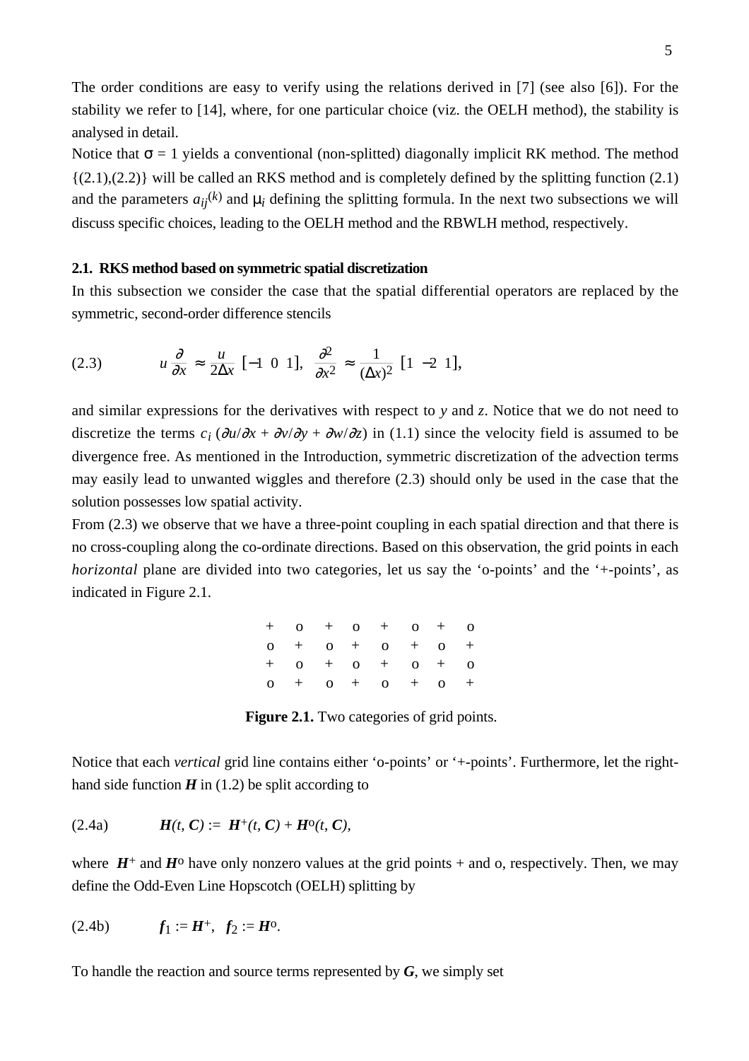The order conditions are easy to verify using the relations derived in [7] (see also [6]). For the stability we refer to [14], where, for one particular choice (viz. the OELH method), the stability is analysed in detail.

Notice that $\sigma = 1$ yields a conventional (non-splitted) diagonally implicit RK method. The method {(2.1),(2.2)} will be called an RKS method and is completely defined by the splitting function (2.1) and the parameters $a_{ij}^{(k)}$ and $\mu_i$ defining the splitting formula. In the next two subsections we will discuss specific choices, leading to the OELH method and the RBWLH method, respectively.

### 2.1. RKS method based on symmetric spatial discretization

In this subsection we consider the case that the spatial differential operators are replaced by the symmetric, second-order difference stencils

$$
(2.3) \qquad u\,\frac{\partial}{\partial x} \approx \frac{u}{2\Delta x}\,[-1\;\;0\;\;1], \quad \frac{\partial^2}{\partial x^2} \approx \frac{1}{(\Delta x)^2}\,[1\;\;-2\;\;1],
$$

and similar expressions for the derivatives with respect to $y$ and $z$. Notice that we do not need to discretize the terms $c_i\,(\partial u/\partial x + \partial v/\partial y + \partial w/\partial z)$ in (1.1) since the velocity field is assumed to be divergence free. As mentioned in the Introduction, symmetric discretization of the advection terms may easily lead to unwanted wiggles and therefore (2.3) should only be used in the case that the solution possesses low spatial activity.

From (2.3) we observe that we have a three-point coupling in each spatial direction and that there is no cross-coupling along the co-ordinate directions. Based on this observation, the grid points in each *horizontal* plane are divided into two categories, let us say the 'o-points' and the '+-points', as indicated in Figure 2.1.

```
+  o  +  o  +  o  +  o
o  +  o  +  o  +  o  +
+  o  +  o  +  o  +  o
o  +  o  +  o  +  o  +
```

**Figure 2.1.** Two categories of grid points.

Notice that each *vertical* grid line contains either 'o-points' or '+-points'. Furthermore, let the right-hand side function $\boldsymbol{H}$ in (1.2) be split according to

$$
(2.4\text{a}) \qquad \boldsymbol{H}(t, \boldsymbol{C}) := \boldsymbol{H}^{+}(t, \boldsymbol{C}) + \boldsymbol{H}^{\text{o}}(t, \boldsymbol{C}),
$$

where $\boldsymbol{H}^{+}$ and $\boldsymbol{H}^{\text{o}}$ have only nonzero values at the grid points + and o, respectively. Then, we may define the Odd-Even Line Hopscotch (OELH) splitting by

$$
(2.4\text{b}) \qquad \boldsymbol{f}_1 := \boldsymbol{H}^{+}, \quad \boldsymbol{f}_2 := \boldsymbol{H}^{\text{o}}.
$$

To handle the reaction and source terms represented by $\boldsymbol{G}$, we simply set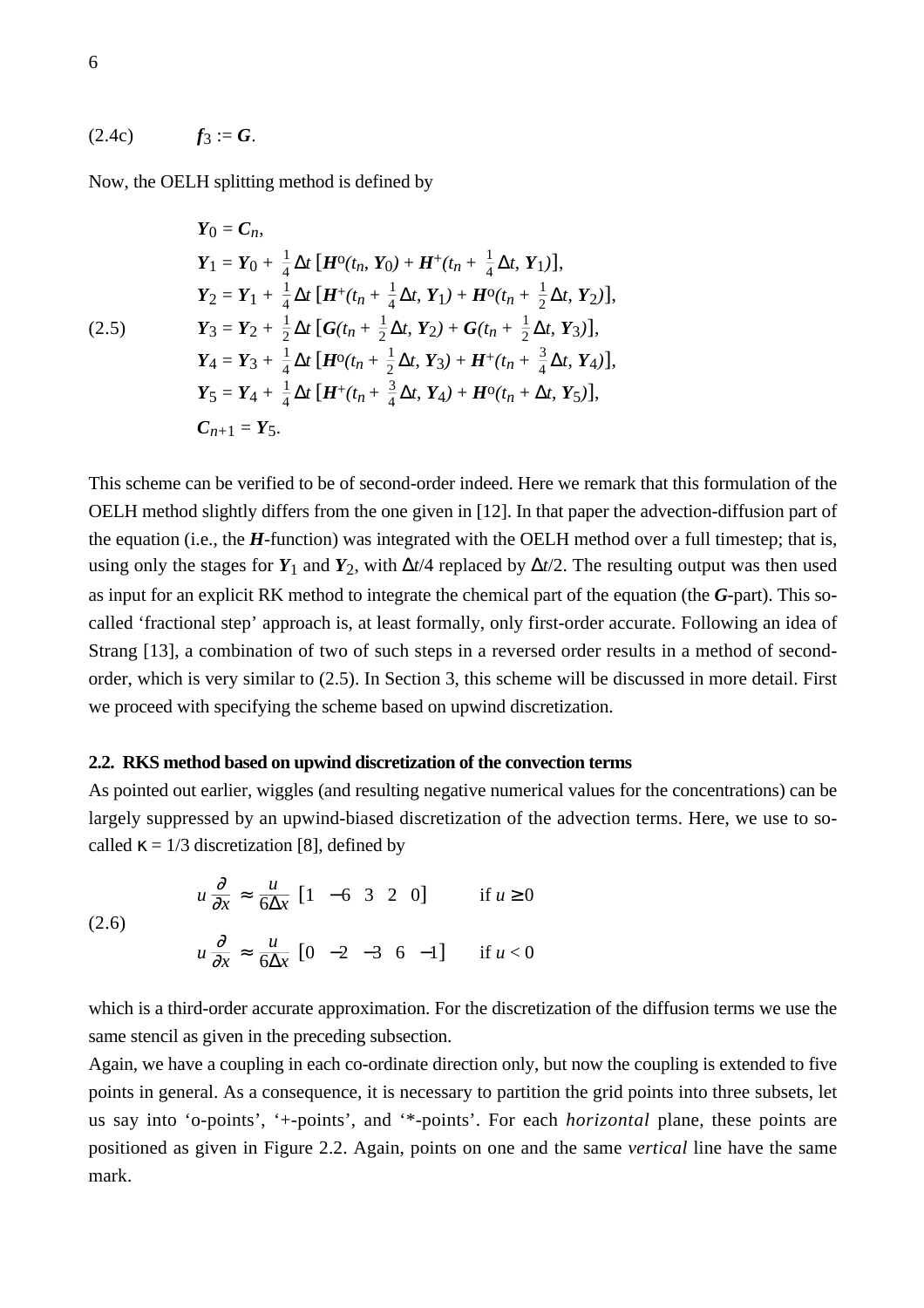(2.4c) $\boldsymbol{f}_3 := \boldsymbol{G}$.

Now, the OELH splitting method is defined by

$$
\begin{aligned}
&\boldsymbol{Y}_0 = \boldsymbol{C}_n, \\
&\boldsymbol{Y}_1 = \boldsymbol{Y}_0 + \tfrac{1}{4}\Delta t\,[\boldsymbol{H}^{o}(t_n, \boldsymbol{Y}_0) + \boldsymbol{H}^{+}(t_n + \tfrac{1}{4}\Delta t, \boldsymbol{Y}_1)], \\
&\boldsymbol{Y}_2 = \boldsymbol{Y}_1 + \tfrac{1}{4}\Delta t\,[\boldsymbol{H}^{+}(t_n + \tfrac{1}{4}\Delta t, \boldsymbol{Y}_1) + \boldsymbol{H}^{o}(t_n + \tfrac{1}{2}\Delta t, \boldsymbol{Y}_2)], \\
&\boldsymbol{Y}_3 = \boldsymbol{Y}_2 + \tfrac{1}{2}\Delta t\,[\boldsymbol{G}(t_n + \tfrac{1}{2}\Delta t, \boldsymbol{Y}_2) + \boldsymbol{G}(t_n + \tfrac{1}{2}\Delta t, \boldsymbol{Y}_3)], \\
&\boldsymbol{Y}_4 = \boldsymbol{Y}_3 + \tfrac{1}{4}\Delta t\,[\boldsymbol{H}^{o}(t_n + \tfrac{1}{2}\Delta t, \boldsymbol{Y}_3) + \boldsymbol{H}^{+}(t_n + \tfrac{3}{4}\Delta t, \boldsymbol{Y}_4)], \\
&\boldsymbol{Y}_5 = \boldsymbol{Y}_4 + \tfrac{1}{4}\Delta t\,[\boldsymbol{H}^{+}(t_n + \tfrac{3}{4}\Delta t, \boldsymbol{Y}_4) + \boldsymbol{H}^{o}(t_n + \Delta t, \boldsymbol{Y}_5)], \\
&\boldsymbol{C}_{n+1} = \boldsymbol{Y}_5.
\end{aligned}
\tag{2.5}
$$

This scheme can be verified to be of second-order indeed. Here we remark that this formulation of the OELH method slightly differs from the one given in [12]. In that paper the advection-diffusion part of the equation (i.e., the $\boldsymbol{H}$-function) was integrated with the OELH method over a full timestep; that is, using only the stages for $\boldsymbol{Y}_1$ and $\boldsymbol{Y}_2$, with $\Delta t/4$ replaced by $\Delta t/2$. The resulting output was then used as input for an explicit RK method to integrate the chemical part of the equation (the $\boldsymbol{G}$-part). This so-called 'fractional step' approach is, at least formally, only first-order accurate. Following an idea of Strang [13], a combination of two of such steps in a reversed order results in a method of second-order, which is very similar to (2.5). In Section 3, this scheme will be discussed in more detail. First we proceed with specifying the scheme based on upwind discretization.

### 2.2. RKS method based on upwind discretization of the convection terms

As pointed out earlier, wiggles (and resulting negative numerical values for the concentrations) can be largely suppressed by an upwind-biased discretization of the advection terms. Here, we use to so-called $\kappa = 1/3$ discretization [8], defined by

$$
\begin{aligned}
&u\frac{\partial}{\partial x} \approx \frac{u}{6\Delta x}\,[1 \quad -6 \quad 3 \quad 2 \quad 0] \qquad \text{if } u \geq 0 \\
&u\frac{\partial}{\partial x} \approx \frac{u}{6\Delta x}\,[0 \quad -2 \quad -3 \quad 6 \quad -1] \qquad \text{if } u < 0
\end{aligned}
\tag{2.6}
$$

which is a third-order accurate approximation. For the discretization of the diffusion terms we use the same stencil as given in the preceding subsection.

Again, we have a coupling in each co-ordinate direction only, but now the coupling is extended to five points in general. As a consequence, it is necessary to partition the grid points into three subsets, let us say into 'o-points', '+-points', and '*-points'. For each *horizontal* plane, these points are positioned as given in Figure 2.2. Again, points on one and the same *vertical* line have the same mark.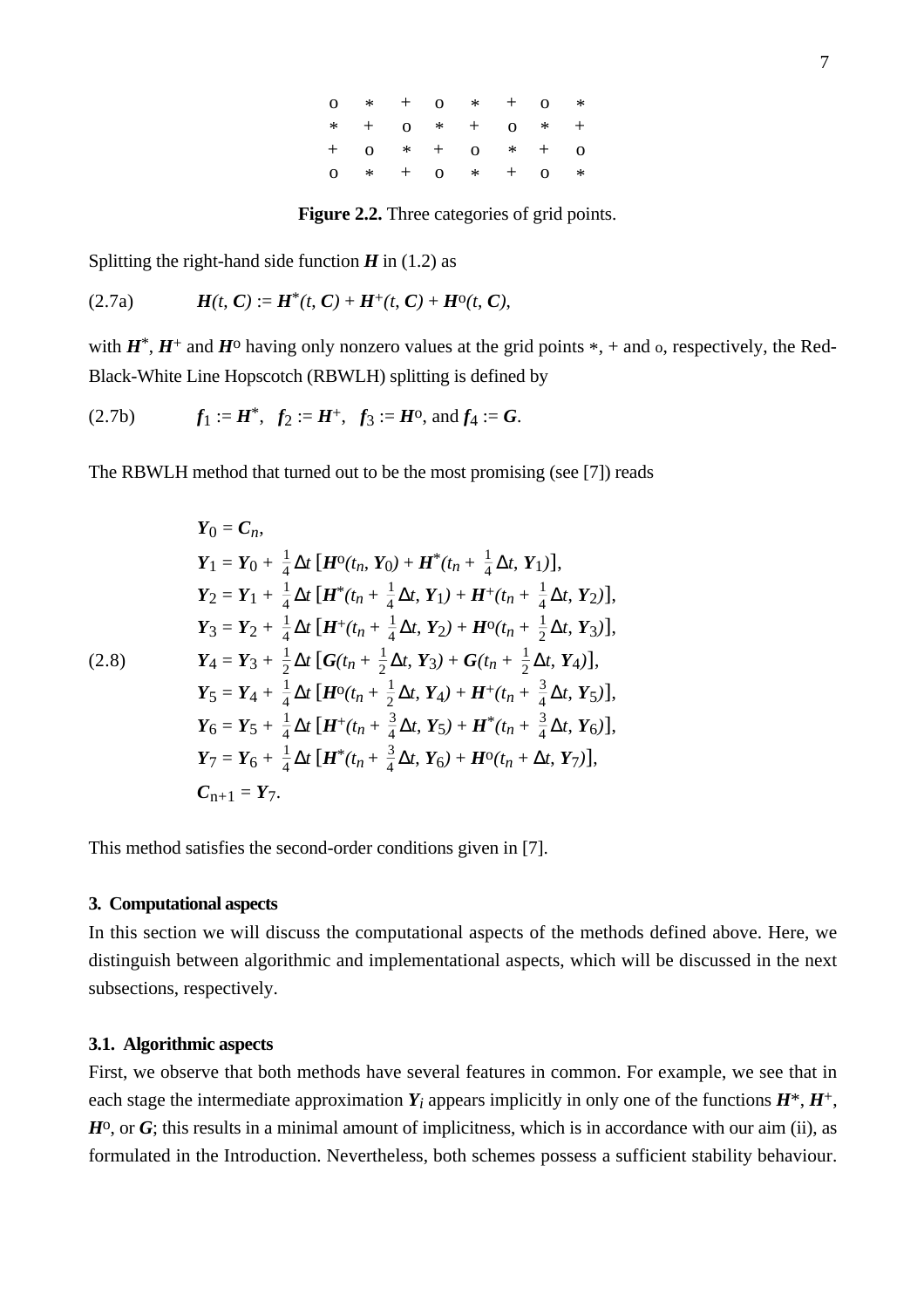```
o   *   +   o   *   +   o   *
*   +   o   *   +   o   *   +
+   o   *   +   o   *   +   o
o   *   +   o   *   +   o   *
```

**Figure 2.2.** Three categories of grid points.

Splitting the right-hand side function $\boldsymbol{H}$ in (1.2) as

$$\boldsymbol{H}(t, \boldsymbol{C}) := \boldsymbol{H}^{*}(t, \boldsymbol{C}) + \boldsymbol{H}^{+}(t, \boldsymbol{C}) + \boldsymbol{H}^{o}(t, \boldsymbol{C}), \tag{2.7a}$$

with $\boldsymbol{H}^{*}$, $\boldsymbol{H}^{+}$ and $\boldsymbol{H}^{o}$ having only nonzero values at the grid points $*$, $+$ and $o$, respectively, the Red-Black-White Line Hopscotch (RBWLH) splitting is defined by

$$\boldsymbol{f}_1 := \boldsymbol{H}^{*}, \quad \boldsymbol{f}_2 := \boldsymbol{H}^{+}, \quad \boldsymbol{f}_3 := \boldsymbol{H}^{o}, \text{ and } \boldsymbol{f}_4 := \boldsymbol{G}. \tag{2.7b}$$

The RBWLH method that turned out to be the most promising (see [7]) reads

$$
\begin{aligned}
\boldsymbol{Y}_0 &= \boldsymbol{C}_n, \\
\boldsymbol{Y}_1 &= \boldsymbol{Y}_0 + \tfrac{1}{4}\Delta t\,[\boldsymbol{H}^{o}(t_n, \boldsymbol{Y}_0) + \boldsymbol{H}^{*}(t_n + \tfrac{1}{4}\Delta t, \boldsymbol{Y}_1)], \\
\boldsymbol{Y}_2 &= \boldsymbol{Y}_1 + \tfrac{1}{4}\Delta t\,[\boldsymbol{H}^{*}(t_n + \tfrac{1}{4}\Delta t, \boldsymbol{Y}_1) + \boldsymbol{H}^{+}(t_n + \tfrac{1}{4}\Delta t, \boldsymbol{Y}_2)], \\
\boldsymbol{Y}_3 &= \boldsymbol{Y}_2 + \tfrac{1}{4}\Delta t\,[\boldsymbol{H}^{+}(t_n + \tfrac{1}{4}\Delta t, \boldsymbol{Y}_2) + \boldsymbol{H}^{o}(t_n + \tfrac{1}{2}\Delta t, \boldsymbol{Y}_3)], \\
\boldsymbol{Y}_4 &= \boldsymbol{Y}_3 + \tfrac{1}{2}\Delta t\,[\boldsymbol{G}(t_n + \tfrac{1}{2}\Delta t, \boldsymbol{Y}_3) + \boldsymbol{G}(t_n + \tfrac{1}{2}\Delta t, \boldsymbol{Y}_4)], \\
\boldsymbol{Y}_5 &= \boldsymbol{Y}_4 + \tfrac{1}{4}\Delta t\,[\boldsymbol{H}^{o}(t_n + \tfrac{1}{2}\Delta t, \boldsymbol{Y}_4) + \boldsymbol{H}^{+}(t_n + \tfrac{3}{4}\Delta t, \boldsymbol{Y}_5)], \\
\boldsymbol{Y}_6 &= \boldsymbol{Y}_5 + \tfrac{1}{4}\Delta t\,[\boldsymbol{H}^{+}(t_n + \tfrac{3}{4}\Delta t, \boldsymbol{Y}_5) + \boldsymbol{H}^{*}(t_n + \tfrac{3}{4}\Delta t, \boldsymbol{Y}_6)], \\
\boldsymbol{Y}_7 &= \boldsymbol{Y}_6 + \tfrac{1}{4}\Delta t\,[\boldsymbol{H}^{*}(t_n + \tfrac{3}{4}\Delta t, \boldsymbol{Y}_6) + \boldsymbol{H}^{o}(t_n + \Delta t, \boldsymbol{Y}_7)], \\
\boldsymbol{C}_{n+1} &= \boldsymbol{Y}_7.
\end{aligned}
\tag{2.8}
$$

This method satisfies the second-order conditions given in [7].

## 3. Computational aspects

In this section we will discuss the computational aspects of the methods defined above. Here, we distinguish between algorithmic and implementational aspects, which will be discussed in the next subsections, respectively.

### 3.1. Algorithmic aspects

First, we observe that both methods have several features in common. For example, we see that in each stage the intermediate approximation $\boldsymbol{Y}_i$ appears implicitly in only one of the functions $\boldsymbol{H}^{*}$, $\boldsymbol{H}^{+}$, $\boldsymbol{H}^{o}$, or $\boldsymbol{G}$; this results in a minimal amount of implicitness, which is in accordance with our aim (ii), as formulated in the Introduction. Nevertheless, both schemes possess a sufficient stability behaviour.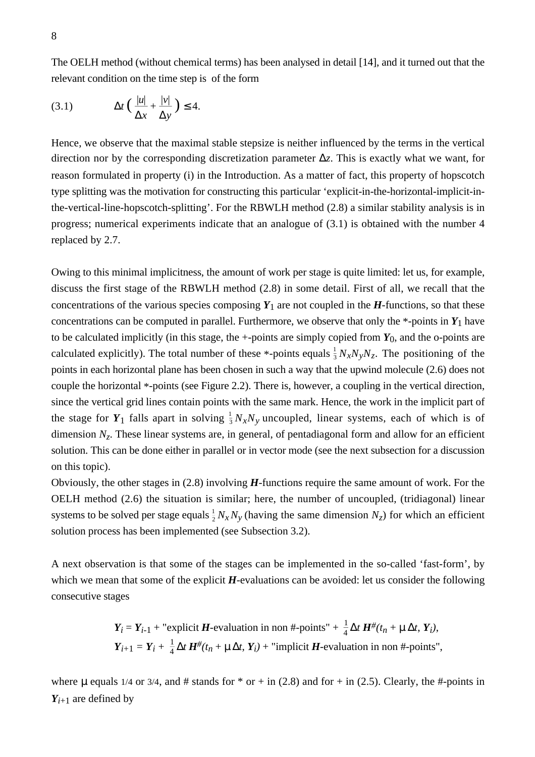The OELH method (without chemical terms) has been analysed in detail [14], and it turned out that the relevant condition on the time step is of the form

$$\text{(3.1)} \qquad \Delta t \left( \frac{|u|}{\Delta x} + \frac{|v|}{\Delta y} \right) \le 4.$$

Hence, we observe that the maximal stable stepsize is neither influenced by the terms in the vertical direction nor by the corresponding discretization parameter $\Delta z$. This is exactly what we want, for reason formulated in property (i) in the Introduction. As a matter of fact, this property of hopscotch type splitting was the motivation for constructing this particular 'explicit-in-the-horizontal-implicit-in-the-vertical-line-hopscotch-splitting'. For the RBWLH method (2.8) a similar stability analysis is in progress; numerical experiments indicate that an analogue of (3.1) is obtained with the number 4 replaced by 2.7.

Owing to this minimal implicitness, the amount of work per stage is quite limited: let us, for example, discuss the first stage of the RBWLH method (2.8) in some detail. First of all, we recall that the concentrations of the various species composing $\boldsymbol{Y}_1$ are not coupled in the $\boldsymbol{H}$-functions, so that these concentrations can be computed in parallel. Furthermore, we observe that only the *-points in $\boldsymbol{Y}_1$ have to be calculated implicitly (in this stage, the +-points are simply copied from $\boldsymbol{Y}_0$, and the o-points are calculated explicitly). The total number of these *-points equals $\frac{1}{3} N_x N_y N_z$. The positioning of the points in each horizontal plane has been chosen in such a way that the upwind molecule (2.6) does not couple the horizontal *-points (see Figure 2.2). There is, however, a coupling in the vertical direction, since the vertical grid lines contain points with the same mark. Hence, the work in the implicit part of the stage for $\boldsymbol{Y}_1$ falls apart in solving $\frac{1}{3} N_x N_y$ uncoupled, linear systems, each of which is of dimension $N_z$. These linear systems are, in general, of pentadiagonal form and allow for an efficient solution. This can be done either in parallel or in vector mode (see the next subsection for a discussion on this topic).
Obviously, the other stages in (2.8) involving $\boldsymbol{H}$-functions require the same amount of work. For the OELH method (2.6) the situation is similar; here, the number of uncoupled, (tridiagonal) linear systems to be solved per stage equals $\frac{1}{2} N_x N_y$ (having the same dimension $N_z$) for which an efficient solution process has been implemented (see Subsection 3.2).

A next observation is that some of the stages can be implemented in the so-called 'fast-form', by which we mean that some of the explicit $\boldsymbol{H}$-evaluations can be avoided: let us consider the following consecutive stages

$$\boldsymbol{Y}_i = \boldsymbol{Y}_{i-1} + \text{"explicit } \boldsymbol{H}\text{-evaluation in non \#-points"} + \tfrac{1}{4}\Delta t\, \boldsymbol{H}^{\#}(t_n + \mu\Delta t, \boldsymbol{Y}_i),$$
$$\boldsymbol{Y}_{i+1} = \boldsymbol{Y}_i + \tfrac{1}{4}\Delta t\, \boldsymbol{H}^{\#}(t_n + \mu\Delta t, \boldsymbol{Y}_i) + \text{"implicit } \boldsymbol{H}\text{-evaluation in non \#-points"},$$

where $\mu$ equals 1/4 or 3/4, and # stands for * or + in (2.8) and for + in (2.5). Clearly, the #-points in $\boldsymbol{Y}_{i+1}$ are defined by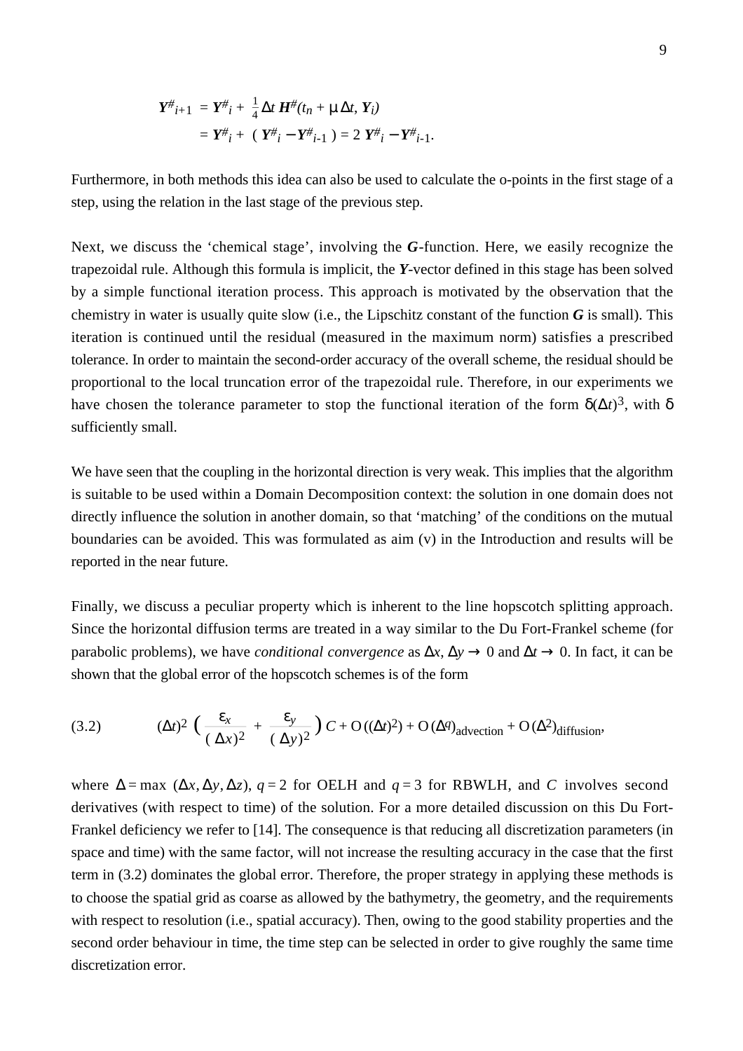$$
\begin{aligned}
\boldsymbol{Y}^{\#}_{i+1} &= \boldsymbol{Y}^{\#}_{i} + \tfrac{1}{4}\,\Delta t\, \boldsymbol{H}^{\#}(t_n + \mu\,\Delta t, \boldsymbol{Y}_i) \\
&= \boldsymbol{Y}^{\#}_{i} + (\, \boldsymbol{Y}^{\#}_{i} - \boldsymbol{Y}^{\#}_{i-1}\,) = 2\, \boldsymbol{Y}^{\#}_{i} - \boldsymbol{Y}^{\#}_{i-1}.
\end{aligned}
$$

Furthermore, in both methods this idea can also be used to calculate the o-points in the first stage of a step, using the relation in the last stage of the previous step.

Next, we discuss the 'chemical stage', involving the $\boldsymbol{G}$-function. Here, we easily recognize the trapezoidal rule. Although this formula is implicit, the $\boldsymbol{Y}$-vector defined in this stage has been solved by a simple functional iteration process. This approach is motivated by the observation that the chemistry in water is usually quite slow (i.e., the Lipschitz constant of the function $\boldsymbol{G}$ is small). This iteration is continued until the residual (measured in the maximum norm) satisfies a prescribed tolerance. In order to maintain the second-order accuracy of the overall scheme, the residual should be proportional to the local truncation error of the trapezoidal rule. Therefore, in our experiments we have chosen the tolerance parameter to stop the functional iteration of the form $\delta(\Delta t)^3$, with $\delta$ sufficiently small.

We have seen that the coupling in the horizontal direction is very weak. This implies that the algorithm is suitable to be used within a Domain Decomposition context: the solution in one domain does not directly influence the solution in another domain, so that 'matching' of the conditions on the mutual boundaries can be avoided. This was formulated as aim (v) in the Introduction and results will be reported in the near future.

Finally, we discuss a peculiar property which is inherent to the line hopscotch splitting approach. Since the horizontal diffusion terms are treated in a way similar to the Du Fort-Frankel scheme (for parabolic problems), we have *conditional convergence* as $\Delta x, \Delta y \to 0$ and $\Delta t \to 0$. In fact, it can be shown that the global error of the hopscotch schemes is of the form

$$
(3.2) \qquad (\Delta t)^2 \left( \frac{\varepsilon_x}{(\Delta x)^2} + \frac{\varepsilon_y}{(\Delta y)^2} \right) C + \mathrm{O}((\Delta t)^2) + \mathrm{O}(\Delta^q)_{\text{advection}} + \mathrm{O}(\Delta^2)_{\text{diffusion}},
$$

where $\Delta = \max\,(\Delta x, \Delta y, \Delta z)$, $q = 2$ for OELH and $q = 3$ for RBWLH, and $C$ involves second derivatives (with respect to time) of the solution. For a more detailed discussion on this Du Fort-Frankel deficiency we refer to [14]. The consequence is that reducing all discretization parameters (in space and time) with the same factor, will not increase the resulting accuracy in the case that the first term in (3.2) dominates the global error. Therefore, the proper strategy in applying these methods is to choose the spatial grid as coarse as allowed by the bathymetry, the geometry, and the requirements with respect to resolution (i.e., spatial accuracy). Then, owing to the good stability properties and the second order behaviour in time, the time step can be selected in order to give roughly the same time discretization error.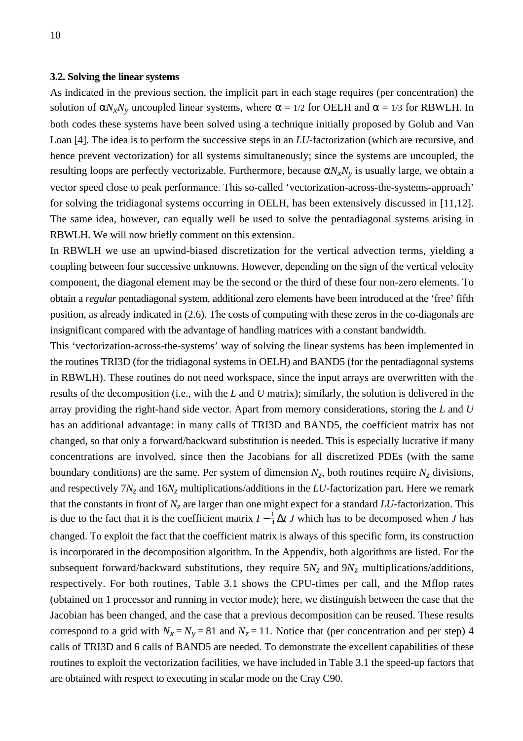### 3.2. Solving the linear systems

As indicated in the previous section, the implicit part in each stage requires (per concentration) the solution of $\alpha N_x N_y$ uncoupled linear systems, where $\alpha = 1/2$ for OELH and $\alpha = 1/3$ for RBWLH. In both codes these systems have been solved using a technique initially proposed by Golub and Van Loan [4]. The idea is to perform the successive steps in an *LU*-factorization (which are recursive, and hence prevent vectorization) for all systems simultaneously; since the systems are uncoupled, the resulting loops are perfectly vectorizable. Furthermore, because $\alpha N_x N_y$ is usually large, we obtain a vector speed close to peak performance. This so-called 'vectorization-across-the-systems-approach' for solving the tridiagonal systems occurring in OELH, has been extensively discussed in [11,12]. The same idea, however, can equally well be used to solve the pentadiagonal systems arising in RBWLH. We will now briefly comment on this extension.

In RBWLH we use an upwind-biased discretization for the vertical advection terms, yielding a coupling between four successive unknowns. However, depending on the sign of the vertical velocity component, the diagonal element may be the second or the third of these four non-zero elements. To obtain a *regular* pentadiagonal system, additional zero elements have been introduced at the 'free' fifth position, as already indicated in (2.6). The costs of computing with these zeros in the co-diagonals are insignificant compared with the advantage of handling matrices with a constant bandwidth.

This 'vectorization-across-the-systems' way of solving the linear systems has been implemented in the routines TRI3D (for the tridiagonal systems in OELH) and BAND5 (for the pentadiagonal systems in RBWLH). These routines do not need workspace, since the input arrays are overwritten with the results of the decomposition (i.e., with the *L* and *U* matrix); similarly, the solution is delivered in the array providing the right-hand side vector. Apart from memory considerations, storing the *L* and *U* has an additional advantage: in many calls of TRI3D and BAND5, the coefficient matrix has not changed, so that only a forward/backward substitution is needed. This is especially lucrative if many concentrations are involved, since then the Jacobians for all discretized PDEs (with the same boundary conditions) are the same. Per system of dimension $N_z$, both routines require $N_z$ divisions, and respectively $7N_z$ and $16N_z$ multiplications/additions in the *LU*-factorization part. Here we remark that the constants in front of $N_z$ are larger than one might expect for a standard *LU*-factorization. This is due to the fact that it is the coefficient matrix $I - \frac{1}{4}\Delta t\, J$ which has to be decomposed when $J$ has changed. To exploit the fact that the coefficient matrix is always of this specific form, its construction is incorporated in the decomposition algorithm. In the Appendix, both algorithms are listed. For the subsequent forward/backward substitutions, they require $5N_z$ and $9N_z$ multiplications/additions, respectively. For both routines, Table 3.1 shows the CPU-times per call, and the Mflop rates (obtained on 1 processor and running in vector mode); here, we distinguish between the case that the Jacobian has been changed, and the case that a previous decomposition can be reused. These results correspond to a grid with $N_x = N_y = 81$ and $N_z = 11$. Notice that (per concentration and per step) 4 calls of TRI3D and 6 calls of BAND5 are needed. To demonstrate the excellent capabilities of these routines to exploit the vectorization facilities, we have included in Table 3.1 the speed-up factors that are obtained with respect to executing in scalar mode on the Cray C90.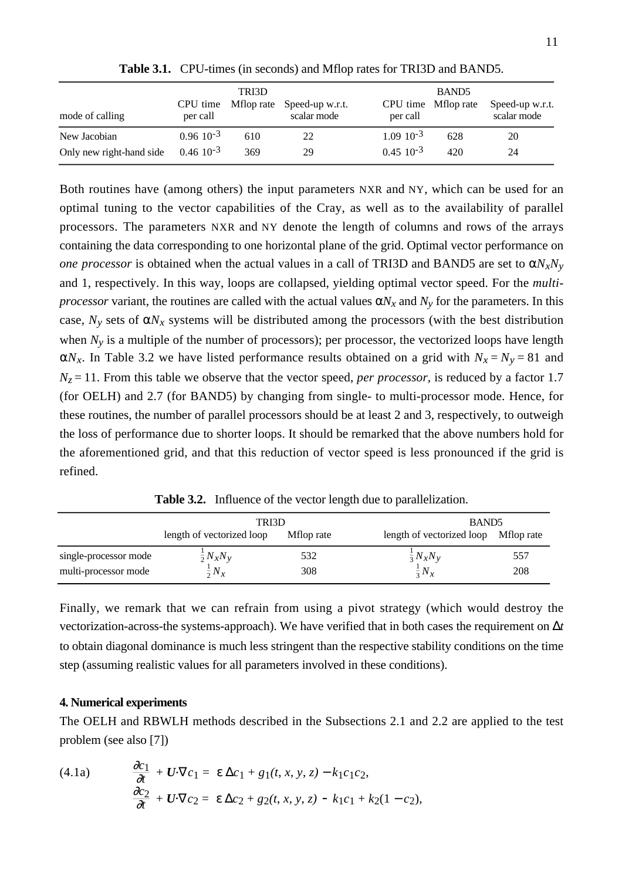**Table 3.1.** CPU-times (in seconds) and Mflop rates for TRI3D and BAND5.

| mode of calling | TRI3D CPU time per call | TRI3D Mflop rate | TRI3D Speed-up w.r.t. scalar mode | BAND5 CPU time per call | BAND5 Mflop rate | BAND5 Speed-up w.r.t. scalar mode |
|---|---|---|---|---|---|---|
| New Jacobian | $0.96\ 10^{-3}$ | 610 | 22 | $1.09\ 10^{-3}$ | 628 | 20 |
| Only new right-hand side | $0.46\ 10^{-3}$ | 369 | 29 | $0.45\ 10^{-3}$ | 420 | 24 |

Both routines have (among others) the input parameters NXR and NY, which can be used for an optimal tuning to the vector capabilities of the Cray, as well as to the availability of parallel processors. The parameters NXR and NY denote the length of columns and rows of the arrays containing the data corresponding to one horizontal plane of the grid. Optimal vector performance on *one processor* is obtained when the actual values in a call of TRI3D and BAND5 are set to $\alpha N_x N_y$ and 1, respectively. In this way, loops are collapsed, yielding optimal vector speed. For the *multi-processor* variant, the routines are called with the actual values $\alpha N_x$ and $N_y$ for the parameters. In this case, $N_y$ sets of $\alpha N_x$ systems will be distributed among the processors (with the best distribution when $N_y$ is a multiple of the number of processors); per processor, the vectorized loops have length $\alpha N_x$. In Table 3.2 we have listed performance results obtained on a grid with $N_x = N_y = 81$ and $N_z = 11$. From this table we observe that the vector speed, *per processor*, is reduced by a factor 1.7 (for OELH) and 2.7 (for BAND5) by changing from single- to multi-processor mode. Hence, for these routines, the number of parallel processors should be at least 2 and 3, respectively, to outweigh the loss of performance due to shorter loops. It should be remarked that the above numbers hold for the aforementioned grid, and that this reduction of vector speed is less pronounced if the grid is refined.

**Table 3.2.** Influence of the vector length due to parallelization.

| | TRI3D length of vectorized loop | TRI3D Mflop rate | BAND5 length of vectorized loop | BAND5 Mflop rate |
|---|---|---|---|---|
| single-processor mode | $\frac{1}{2} N_x N_y$ | 532 | $\frac{1}{3} N_x N_y$ | 557 |
| multi-processor mode | $\frac{1}{2} N_x$ | 308 | $\frac{1}{3} N_x$ | 208 |

Finally, we remark that we can refrain from using a pivot strategy (which would destroy the vectorization-across-the systems-approach). We have verified that in both cases the requirement on $\Delta t$ to obtain diagonal dominance is much less stringent than the respective stability conditions on the time step (assuming realistic values for all parameters involved in these conditions).

## 4. Numerical experiments

The OELH and RBWLH methods described in the Subsections 2.1 and 2.2 are applied to the test problem (see also [7])

$$
\text{(4.1a)} \qquad
\begin{aligned}
\frac{\partial c_1}{\partial t} + \boldsymbol{U}\cdot\nabla c_1 &= \varepsilon\,\Delta c_1 + g_1(t, x, y, z) - k_1 c_1 c_2, \\
\frac{\partial c_2}{\partial t} + \boldsymbol{U}\cdot\nabla c_2 &= \varepsilon\,\Delta c_2 + g_2(t, x, y, z) - k_1 c_1 + k_2(1 - c_2),
\end{aligned}
$$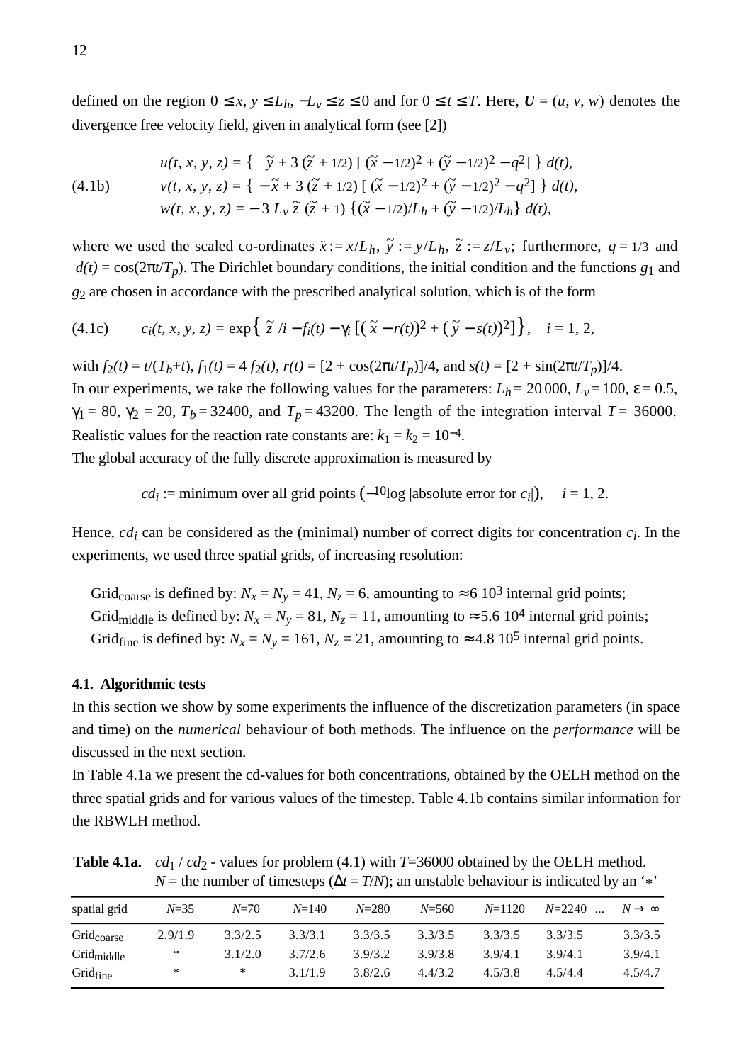defined on the region $0 \le x, y \le L_h$, $-L_v \le z \le 0$ and for $0 \le t \le T$. Here, $\boldsymbol{U} = (u, v, w)$ denotes the divergence free velocity field, given in analytical form (see [2])

$$
\text{(4.1b)} \qquad
\begin{aligned}
u(t, x, y, z) &= \{ \; \tilde{y} + 3\,(\tilde{z} + 1/2)\,[\,(\tilde{x} - 1/2)^2 + (\tilde{y} - 1/2)^2 - q^2]\;\}\, d(t),\\
v(t, x, y, z) &= \{ -\tilde{x} + 3\,(\tilde{z} + 1/2)\,[\,(\tilde{x} - 1/2)^2 + (\tilde{y} - 1/2)^2 - q^2]\;\}\, d(t),\\
w(t, x, y, z) &= -3\, L_v\, \tilde{z}\,(\tilde{z} + 1)\,\{(\tilde{x} - 1/2)/L_h + (\tilde{y} - 1/2)/L_h\}\, d(t),
\end{aligned}
$$

where we used the scaled co-ordinates $\tilde{x} := x/L_h$, $\tilde{y} := y/L_h$, $\tilde{z} := z/L_v$; furthermore, $q = 1/3$ and $d(t) = \cos(2\pi t/T_p)$. The Dirichlet boundary conditions, the initial condition and the functions $g_1$ and $g_2$ are chosen in accordance with the prescribed analytical solution, which is of the form

$$
\text{(4.1c)} \qquad c_i(t, x, y, z) = \exp\left\{\, \tilde{z}\,/i - f_i(t) - \gamma_i\,[(\,\tilde{x} - r(t))^2 + (\,\tilde{y} - s(t))^2]\right\}, \quad i = 1, 2,
$$

with $f_2(t) = t/(T_b+t)$, $f_1(t) = 4\, f_2(t)$, $r(t) = [2 + \cos(2\pi t/T_p)]/4$, and $s(t) = [2 + \sin(2\pi t/T_p)]/4$.
In our experiments, we take the following values for the parameters: $L_h = 20\,000$, $L_v = 100$, $\varepsilon = 0.5$, $\gamma_1 = 80$, $\gamma_2 = 20$, $T_b = 32400$, and $T_p = 43200$. The length of the integration interval $T = 36000$. Realistic values for the reaction rate constants are: $k_1 = k_2 = 10^{-4}$.
The global accuracy of the fully discrete approximation is measured by

$$
cd_i := \text{minimum over all grid points } \left(-^{10}\log |\text{absolute error for } c_i|\right), \quad i = 1, 2.
$$

Hence, $cd_i$ can be considered as the (minimal) number of correct digits for concentration $c_i$. In the experiments, we used three spatial grids, of increasing resolution:

- $\text{Grid}_{\text{coarse}}$ is defined by: $N_x = N_y = 41$, $N_z = 6$, amounting to $\approx 6\ 10^3$ internal grid points;
- $\text{Grid}_{\text{middle}}$ is defined by: $N_x = N_y = 81$, $N_z = 11$, amounting to $\approx 5.6\ 10^4$ internal grid points;
- $\text{Grid}_{\text{fine}}$ is defined by: $N_x = N_y = 161$, $N_z = 21$, amounting to $\approx 4.8\ 10^5$ internal grid points.

### 4.1. Algorithmic tests

In this section we show by some experiments the influence of the discretization parameters (in space and time) on the *numerical* behaviour of both methods. The influence on the *performance* will be discussed in the next section.
In Table 4.1a we present the cd-values for both concentrations, obtained by the OELH method on the three spatial grids and for various values of the timestep. Table 4.1b contains similar information for the RBWLH method.

**Table 4.1a.** $cd_1$ / $cd_2$ - values for problem (4.1) with $T$=36000 obtained by the OELH method. $N$ = the number of timesteps ($\Delta t = T/N$); an unstable behaviour is indicated by an '*'

| spatial grid | $N$=35 | $N$=70 | $N$=140 | $N$=280 | $N$=560 | $N$=1120 | $N$=2240 ... | $N \to \infty$ |
|---|---|---|---|---|---|---|---|---|
| $\text{Grid}_{\text{coarse}}$ | 2.9/1.9 | 3.3/2.5 | 3.3/3.1 | 3.3/3.5 | 3.3/3.5 | 3.3/3.5 | 3.3/3.5 | 3.3/3.5 |
| $\text{Grid}_{\text{middle}}$ | * | 3.1/2.0 | 3.7/2.6 | 3.9/3.2 | 3.9/3.8 | 3.9/4.1 | 3.9/4.1 | 3.9/4.1 |
| $\text{Grid}_{\text{fine}}$ | * | * | 3.1/1.9 | 3.8/2.6 | 4.4/3.2 | 4.5/3.8 | 4.5/4.4 | 4.5/4.7 |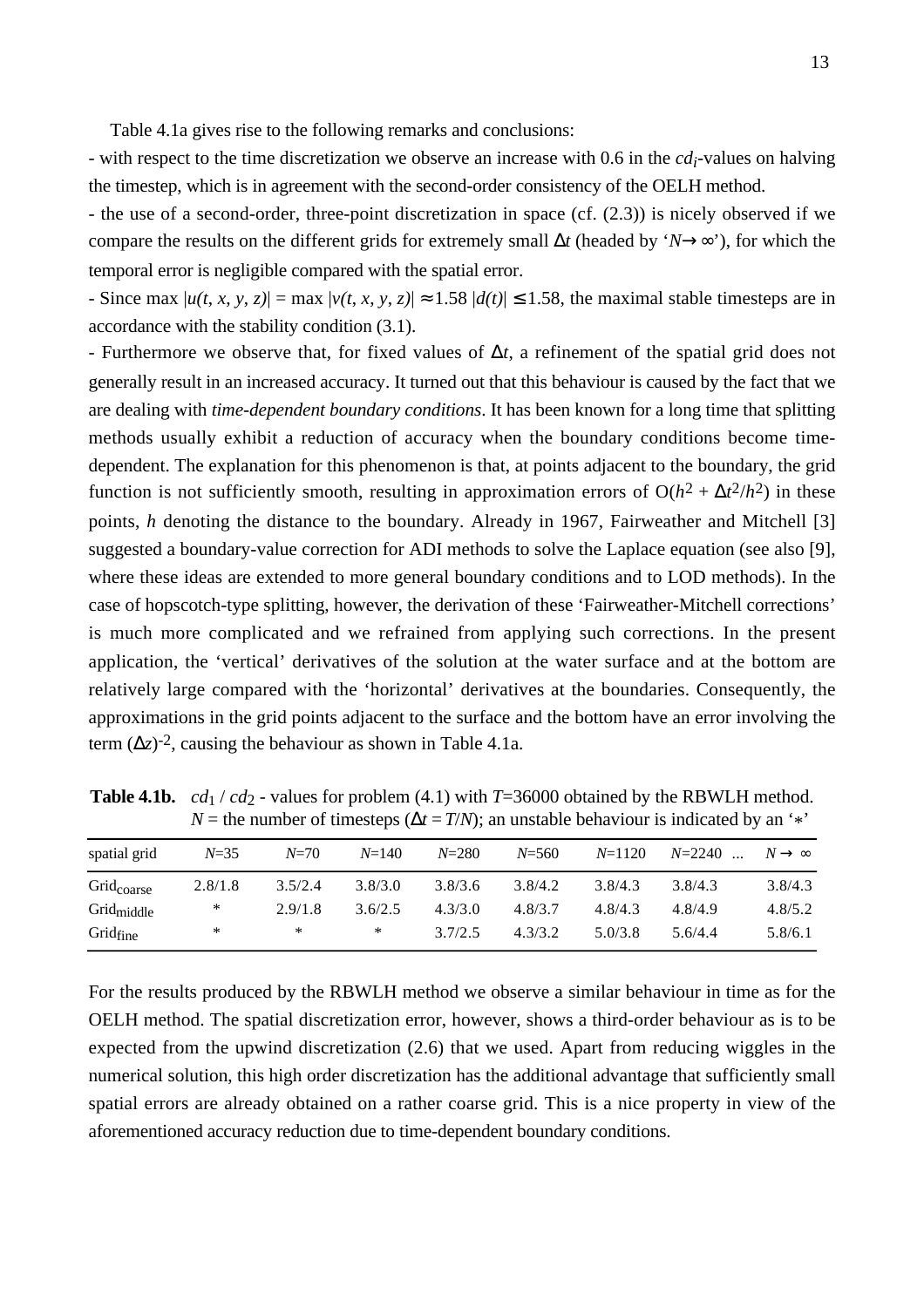Table 4.1a gives rise to the following remarks and conclusions:

- with respect to the time discretization we observe an increase with 0.6 in the $cd_i$-values on halving the timestep, which is in agreement with the second-order consistency of the OELH method.
- the use of a second-order, three-point discretization in space (cf. (2.3)) is nicely observed if we compare the results on the different grids for extremely small $\Delta t$ (headed by '$N \to \infty$'), for which the temporal error is negligible compared with the spatial error.
- Since max $|u(t, x, y, z)|$ = max $|v(t, x, y, z)| \approx 1.58\ |d(t)| \le 1.58$, the maximal stable timesteps are in accordance with the stability condition (3.1).
- Furthermore we observe that, for fixed values of $\Delta t$, a refinement of the spatial grid does not generally result in an increased accuracy. It turned out that this behaviour is caused by the fact that we are dealing with *time-dependent boundary conditions*. It has been known for a long time that splitting methods usually exhibit a reduction of accuracy when the boundary conditions become time-dependent. The explanation for this phenomenon is that, at points adjacent to the boundary, the grid function is not sufficiently smooth, resulting in approximation errors of $O(h^2 + \Delta t^2/h^2)$ in these points, $h$ denoting the distance to the boundary. Already in 1967, Fairweather and Mitchell [3] suggested a boundary-value correction for ADI methods to solve the Laplace equation (see also [9], where these ideas are extended to more general boundary conditions and to LOD methods). In the case of hopscotch-type splitting, however, the derivation of these 'Fairweather-Mitchell corrections' is much more complicated and we refrained from applying such corrections. In the present application, the 'vertical' derivatives of the solution at the water surface and at the bottom are relatively large compared with the 'horizontal' derivatives at the boundaries. Consequently, the approximations in the grid points adjacent to the surface and the bottom have an error involving the term $(\Delta z)^{-2}$, causing the behaviour as shown in Table 4.1a.

**Table 4.1b.** $cd_1$ / $cd_2$ - values for problem (4.1) with $T$=36000 obtained by the RBWLH method. $N$ = the number of timesteps ($\Delta t = T/N$); an unstable behaviour is indicated by an '*'

| spatial grid | $N$=35 | $N$=70 | $N$=140 | $N$=280 | $N$=560 | $N$=1120 | $N$=2240 ... | $N \to \infty$ |
|---|---|---|---|---|---|---|---|---|
| $\text{Grid}_{\text{coarse}}$ | 2.8/1.8 | 3.5/2.4 | 3.8/3.0 | 3.8/3.6 | 3.8/4.2 | 3.8/4.3 | 3.8/4.3 | 3.8/4.3 |
| $\text{Grid}_{\text{middle}}$ | * | 2.9/1.8 | 3.6/2.5 | 4.3/3.0 | 4.8/3.7 | 4.8/4.3 | 4.8/4.9 | 4.8/5.2 |
| $\text{Grid}_{\text{fine}}$ | * | * | * | 3.7/2.5 | 4.3/3.2 | 5.0/3.8 | 5.6/4.4 | 5.8/6.1 |

For the results produced by the RBWLH method we observe a similar behaviour in time as for the OELH method. The spatial discretization error, however, shows a third-order behaviour as is to be expected from the upwind discretization (2.6) that we used. Apart from reducing wiggles in the numerical solution, this high order discretization has the additional advantage that sufficiently small spatial errors are already obtained on a rather coarse grid. This is a nice property in view of the aforementioned accuracy reduction due to time-dependent boundary conditions.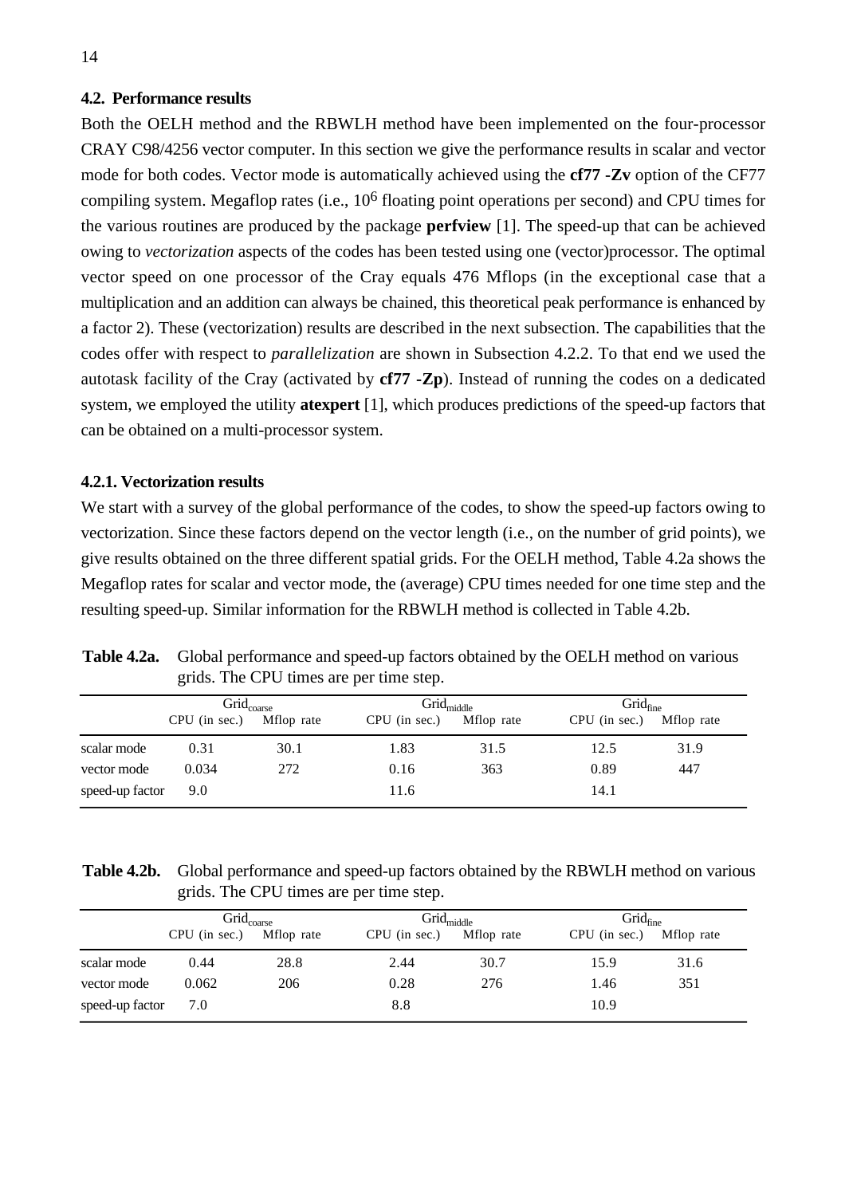### 4.2. Performance results

Both the OELH method and the RBWLH method have been implemented on the four-processor CRAY C98/4256 vector computer. In this section we give the performance results in scalar and vector mode for both codes. Vector mode is automatically achieved using the **cf77 -Zv** option of the CF77 compiling system. Megaflop rates (i.e., $10^6$ floating point operations per second) and CPU times for the various routines are produced by the package **perfview** [1]. The speed-up that can be achieved owing to *vectorization* aspects of the codes has been tested using one (vector)processor. The optimal vector speed on one processor of the Cray equals 476 Mflops (in the exceptional case that a multiplication and an addition can always be chained, this theoretical peak performance is enhanced by a factor 2). These (vectorization) results are described in the next subsection. The capabilities that the codes offer with respect to *parallelization* are shown in Subsection 4.2.2. To that end we used the autotask facility of the Cray (activated by **cf77 -Zp**). Instead of running the codes on a dedicated system, we employed the utility **atexpert** [1], which produces predictions of the speed-up factors that can be obtained on a multi-processor system.

#### 4.2.1. Vectorization results

We start with a survey of the global performance of the codes, to show the speed-up factors owing to vectorization. Since these factors depend on the vector length (i.e., on the number of grid points), we give results obtained on the three different spatial grids. For the OELH method, Table 4.2a shows the Megaflop rates for scalar and vector mode, the (average) CPU times needed for one time step and the resulting speed-up. Similar information for the RBWLH method is collected in Table 4.2b.

**Table 4.2a.** Global performance and speed-up factors obtained by the OELH method on various grids. The CPU times are per time step.

| | $\text{Grid}_{\text{coarse}}$ | | $\text{Grid}_{\text{middle}}$ | | $\text{Grid}_{\text{fine}}$ | |
|---|---|---|---|---|---|---|
| | CPU (in sec.) | Mflop rate | CPU (in sec.) | Mflop rate | CPU (in sec.) | Mflop rate |
| scalar mode | 0.31 | 30.1 | 1.83 | 31.5 | 12.5 | 31.9 |
| vector mode | 0.034 | 272 | 0.16 | 363 | 0.89 | 447 |
| speed-up factor | 9.0 | | 11.6 | | 14.1 | |

**Table 4.2b.** Global performance and speed-up factors obtained by the RBWLH method on various grids. The CPU times are per time step.

| | $\text{Grid}_{\text{coarse}}$ | | $\text{Grid}_{\text{middle}}$ | | $\text{Grid}_{\text{fine}}$ | |
|---|---|---|---|---|---|---|
| | CPU (in sec.) | Mflop rate | CPU (in sec.) | Mflop rate | CPU (in sec.) | Mflop rate |
| scalar mode | 0.44 | 28.8 | 2.44 | 30.7 | 15.9 | 31.6 |
| vector mode | 0.062 | 206 | 0.28 | 276 | 1.46 | 351 |
| speed-up factor | 7.0 | | 8.8 | | 10.9 | |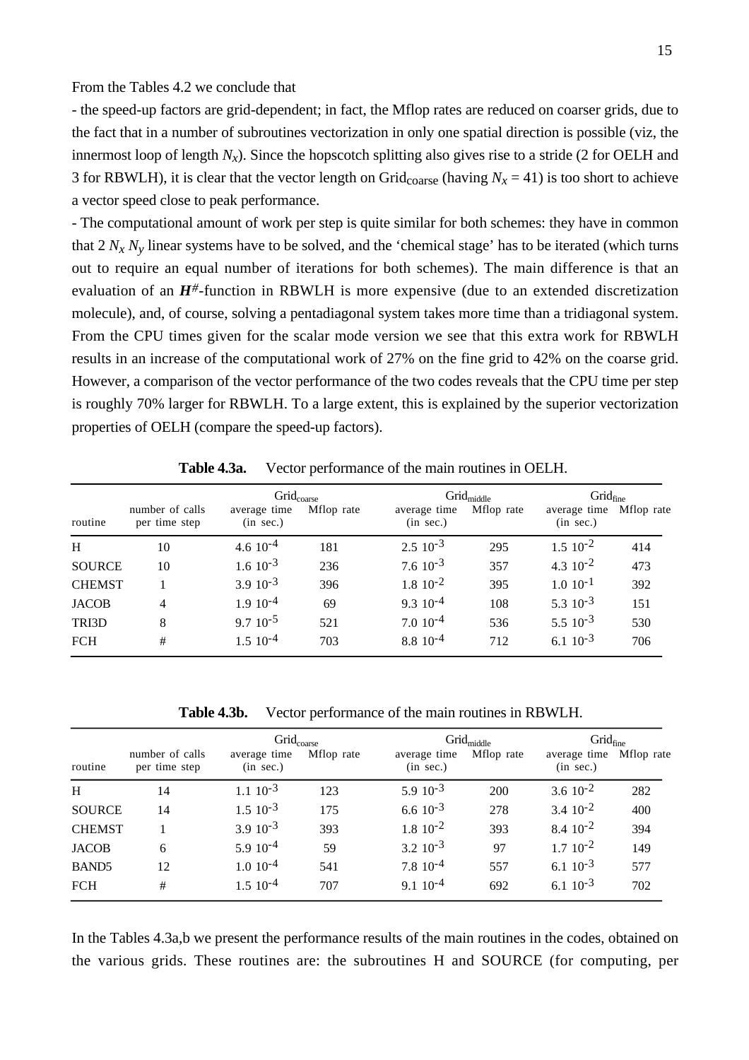From the Tables 4.2 we conclude that

- the speed-up factors are grid-dependent; in fact, the Mflop rates are reduced on coarser grids, due to the fact that in a number of subroutines vectorization in only one spatial direction is possible (viz, the innermost loop of length $N_x$). Since the hopscotch splitting also gives rise to a stride (2 for OELH and 3 for RBWLH), it is clear that the vector length on $\text{Grid}_{\text{coarse}}$ (having $N_x = 41$) is too short to achieve a vector speed close to peak performance.
- The computational amount of work per step is quite similar for both schemes: they have in common that $2\, N_x\, N_y$ linear systems have to be solved, and the 'chemical stage' has to be iterated (which turns out to require an equal number of iterations for both schemes). The main difference is that an evaluation of an $\boldsymbol{H}^{\#}$-function in RBWLH is more expensive (due to an extended discretization molecule), and, of course, solving a pentadiagonal system takes more time than a tridiagonal system. From the CPU times given for the scalar mode version we see that this extra work for RBWLH results in an increase of the computational work of 27% on the fine grid to 42% on the coarse grid. However, a comparison of the vector performance of the two codes reveals that the CPU time per step is roughly 70% larger for RBWLH. To a large extent, this is explained by the superior vectorization properties of OELH (compare the speed-up factors).

**Table 4.3a.** Vector performance of the main routines in OELH.

| routine | number of calls per time step | $\text{Grid}_{\text{coarse}}$ average time (in sec.) | Mflop rate | $\text{Grid}_{\text{middle}}$ average time (in sec.) | Mflop rate | $\text{Grid}_{\text{fine}}$ average time (in sec.) | Mflop rate |
|---|---|---|---|---|---|---|---|
| H | 10 | $4.6\ 10^{-4}$ | 181 | $2.5\ 10^{-3}$ | 295 | $1.5\ 10^{-2}$ | 414 |
| SOURCE | 10 | $1.6\ 10^{-3}$ | 236 | $7.6\ 10^{-3}$ | 357 | $4.3\ 10^{-2}$ | 473 |
| CHEMST | 1 | $3.9\ 10^{-3}$ | 396 | $1.8\ 10^{-2}$ | 395 | $1.0\ 10^{-1}$ | 392 |
| JACOB | 4 | $1.9\ 10^{-4}$ | 69 | $9.3\ 10^{-4}$ | 108 | $5.3\ 10^{-3}$ | 151 |
| TRI3D | 8 | $9.7\ 10^{-5}$ | 521 | $7.0\ 10^{-4}$ | 536 | $5.5\ 10^{-3}$ | 530 |
| FCH | # | $1.5\ 10^{-4}$ | 703 | $8.8\ 10^{-4}$ | 712 | $6.1\ 10^{-3}$ | 706 |

**Table 4.3b.** Vector performance of the main routines in RBWLH.

| routine | number of calls per time step | $\text{Grid}_{\text{coarse}}$ average time (in sec.) | Mflop rate | $\text{Grid}_{\text{middle}}$ average time (in sec.) | Mflop rate | $\text{Grid}_{\text{fine}}$ average time (in sec.) | Mflop rate |
|---|---|---|---|---|---|---|---|
| H | 14 | $1.1\ 10^{-3}$ | 123 | $5.9\ 10^{-3}$ | 200 | $3.6\ 10^{-2}$ | 282 |
| SOURCE | 14 | $1.5\ 10^{-3}$ | 175 | $6.6\ 10^{-3}$ | 278 | $3.4\ 10^{-2}$ | 400 |
| CHEMST | 1 | $3.9\ 10^{-3}$ | 393 | $1.8\ 10^{-2}$ | 393 | $8.4\ 10^{-2}$ | 394 |
| JACOB | 6 | $5.9\ 10^{-4}$ | 59 | $3.2\ 10^{-3}$ | 97 | $1.7\ 10^{-2}$ | 149 |
| BAND5 | 12 | $1.0\ 10^{-4}$ | 541 | $7.8\ 10^{-4}$ | 557 | $6.1\ 10^{-3}$ | 577 |
| FCH | # | $1.5\ 10^{-4}$ | 707 | $9.1\ 10^{-4}$ | 692 | $6.1\ 10^{-3}$ | 702 |

In the Tables 4.3a,b we present the performance results of the main routines in the codes, obtained on the various grids. These routines are: the subroutines H and SOURCE (for computing, per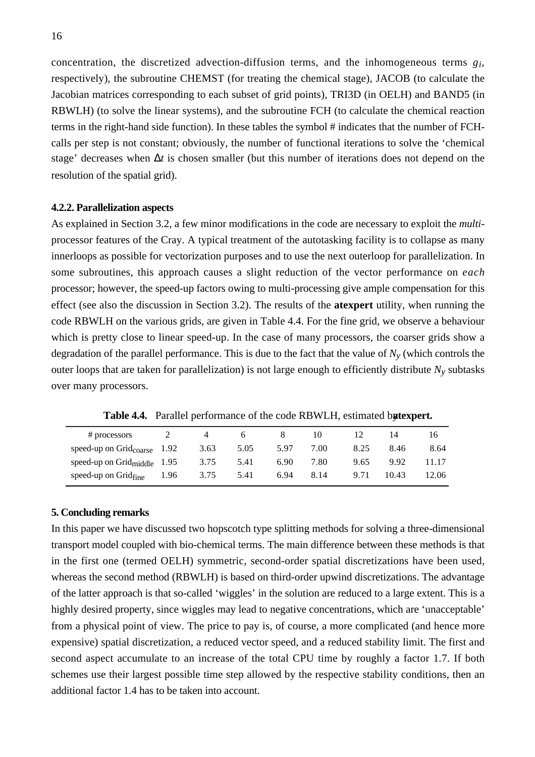concentration, the discretized advection-diffusion terms, and the inhomogeneous terms $g_i$, respectively), the subroutine CHEMST (for treating the chemical stage), JACOB (to calculate the Jacobian matrices corresponding to each subset of grid points), TRI3D (in OELH) and BAND5 (in RBWLH) (to solve the linear systems), and the subroutine FCH (to calculate the chemical reaction terms in the right-hand side function). In these tables the symbol # indicates that the number of FCH-calls per step is not constant; obviously, the number of functional iterations to solve the 'chemical stage' decreases when $\Delta t$ is chosen smaller (but this number of iterations does not depend on the resolution of the spatial grid).

### 4.2.2. Parallelization aspects

As explained in Section 3.2, a few minor modifications in the code are necessary to exploit the *multi*-processor features of the Cray. A typical treatment of the autotasking facility is to collapse as many innerloops as possible for vectorization purposes and to use the next outerloop for parallelization. In some subroutines, this approach causes a slight reduction of the vector performance on *each* processor; however, the speed-up factors owing to multi-processing give ample compensation for this effect (see also the discussion in Section 3.2). The results of the **atexpert** utility, when running the code RBWLH on the various grids, are given in Table 4.4. For the fine grid, we observe a behaviour which is pretty close to linear speed-up. In the case of many processors, the coarser grids show a degradation of the parallel performance. This is due to the fact that the value of $N_y$ (which controls the outer loops that are taken for parallelization) is not large enough to efficiently distribute $N_y$ subtasks over many processors.

**Table 4.4.** Parallel performance of the code RBWLH, estimated by **atexpert.**

| # processors | 2 | 4 | 6 | 8 | 10 | 12 | 14 | 16 |
|---|---|---|---|---|---|---|---|---|
| speed-up on Grid$_{\text{coarse}}$ | 1.92 | 3.63 | 5.05 | 5.97 | 7.00 | 8.25 | 8.46 | 8.64 |
| speed-up on Grid$_{\text{middle}}$ | 1.95 | 3.75 | 5.41 | 6.90 | 7.80 | 9.65 | 9.92 | 11.17 |
| speed-up on Grid$_{\text{fine}}$ | 1.96 | 3.75 | 5.41 | 6.94 | 8.14 | 9.71 | 10.43 | 12.06 |

## 5. Concluding remarks

In this paper we have discussed two hopscotch type splitting methods for solving a three-dimensional transport model coupled with bio-chemical terms. The main difference between these methods is that in the first one (termed OELH) symmetric, second-order spatial discretizations have been used, whereas the second method (RBWLH) is based on third-order upwind discretizations. The advantage of the latter approach is that so-called 'wiggles' in the solution are reduced to a large extent. This is a highly desired property, since wiggles may lead to negative concentrations, which are 'unacceptable' from a physical point of view. The price to pay is, of course, a more complicated (and hence more expensive) spatial discretization, a reduced vector speed, and a reduced stability limit. The first and second aspect accumulate to an increase of the total CPU time by roughly a factor 1.7. If both schemes use their largest possible time step allowed by the respective stability conditions, then an additional factor 1.4 has to be taken into account.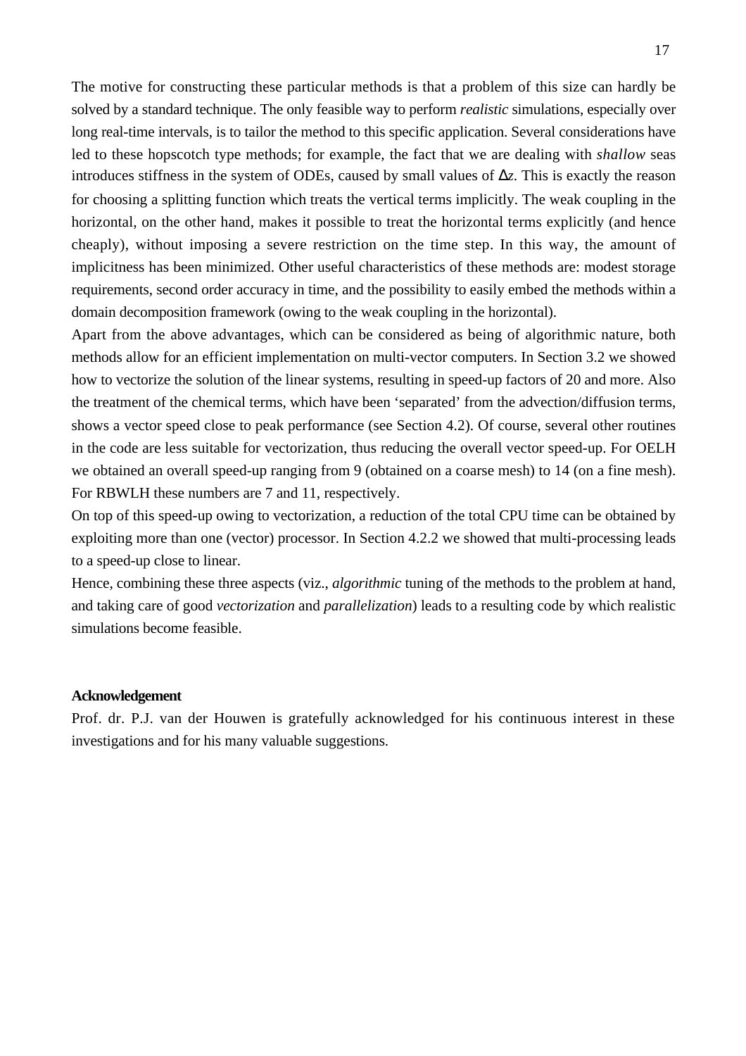The motive for constructing these particular methods is that a problem of this size can hardly be solved by a standard technique. The only feasible way to perform *realistic* simulations, especially over long real-time intervals, is to tailor the method to this specific application. Several considerations have led to these hopscotch type methods; for example, the fact that we are dealing with *shallow* seas introduces stiffness in the system of ODEs, caused by small values of $\Delta z$. This is exactly the reason for choosing a splitting function which treats the vertical terms implicitly. The weak coupling in the horizontal, on the other hand, makes it possible to treat the horizontal terms explicitly (and hence cheaply), without imposing a severe restriction on the time step. In this way, the amount of implicitness has been minimized. Other useful characteristics of these methods are: modest storage requirements, second order accuracy in time, and the possibility to easily embed the methods within a domain decomposition framework (owing to the weak coupling in the horizontal).

Apart from the above advantages, which can be considered as being of algorithmic nature, both methods allow for an efficient implementation on multi-vector computers. In Section 3.2 we showed how to vectorize the solution of the linear systems, resulting in speed-up factors of 20 and more. Also the treatment of the chemical terms, which have been 'separated' from the advection/diffusion terms, shows a vector speed close to peak performance (see Section 4.2). Of course, several other routines in the code are less suitable for vectorization, thus reducing the overall vector speed-up. For OELH we obtained an overall speed-up ranging from 9 (obtained on a coarse mesh) to 14 (on a fine mesh). For RBWLH these numbers are 7 and 11, respectively.

On top of this speed-up owing to vectorization, a reduction of the total CPU time can be obtained by exploiting more than one (vector) processor. In Section 4.2.2 we showed that multi-processing leads to a speed-up close to linear.

Hence, combining these three aspects (viz., *algorithmic* tuning of the methods to the problem at hand, and taking care of good *vectorization* and *parallelization*) leads to a resulting code by which realistic simulations become feasible.

**Acknowledgement**

Prof. dr. P.J. van der Houwen is gratefully acknowledged for his continuous interest in these investigations and for his many valuable suggestions.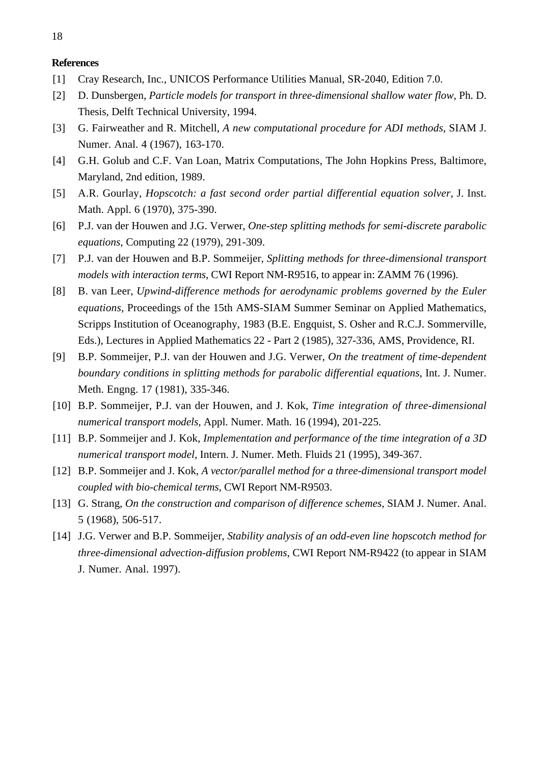## References

[1] Cray Research, Inc., UNICOS Performance Utilities Manual, SR-2040, Edition 7.0.

[2] D. Dunsbergen, *Particle models for transport in three-dimensional shallow water flow*, Ph. D. Thesis, Delft Technical University, 1994.

[3] G. Fairweather and R. Mitchell, *A new computational procedure for ADI methods*, SIAM J. Numer. Anal. 4 (1967), 163-170.

[4] G.H. Golub and C.F. Van Loan, Matrix Computations, The John Hopkins Press, Baltimore, Maryland, 2nd edition, 1989.

[5] A.R. Gourlay, *Hopscotch: a fast second order partial differential equation solver*, J. Inst. Math. Appl. 6 (1970), 375-390.

[6] P.J. van der Houwen and J.G. Verwer, *One-step splitting methods for semi-discrete parabolic equations*, Computing 22 (1979), 291-309.

[7] P.J. van der Houwen and B.P. Sommeijer, *Splitting methods for three-dimensional transport models with interaction terms*, CWI Report NM-R9516, to appear in: ZAMM 76 (1996).

[8] B. van Leer, *Upwind-difference methods for aerodynamic problems governed by the Euler equations*, Proceedings of the 15th AMS-SIAM Summer Seminar on Applied Mathematics, Scripps Institution of Oceanography, 1983 (B.E. Engquist, S. Osher and R.C.J. Sommerville, Eds.), Lectures in Applied Mathematics 22 - Part 2 (1985), 327-336, AMS, Providence, RI.

[9] B.P. Sommeijer, P.J. van der Houwen and J.G. Verwer, *On the treatment of time-dependent boundary conditions in splitting methods for parabolic differential equations*, Int. J. Numer. Meth. Engng. 17 (1981), 335-346.

[10] B.P. Sommeijer, P.J. van der Houwen, and J. Kok, *Time integration of three-dimensional numerical transport models*, Appl. Numer. Math. 16 (1994), 201-225.

[11] B.P. Sommeijer and J. Kok, *Implementation and performance of the time integration of a 3D numerical transport model*, Intern. J. Numer. Meth. Fluids 21 (1995), 349-367.

[12] B.P. Sommeijer and J. Kok, *A vector/parallel method for a three-dimensional transport model coupled with bio-chemical terms*, CWI Report NM-R9503.

[13] G. Strang, *On the construction and comparison of difference schemes*, SIAM J. Numer. Anal. 5 (1968), 506-517.

[14] J.G. Verwer and B.P. Sommeijer, *Stability analysis of an odd-even line hopscotch method for three-dimensional advection-diffusion problems*, CWI Report NM-R9422 (to appear in SIAM J. Numer. Anal. 1997).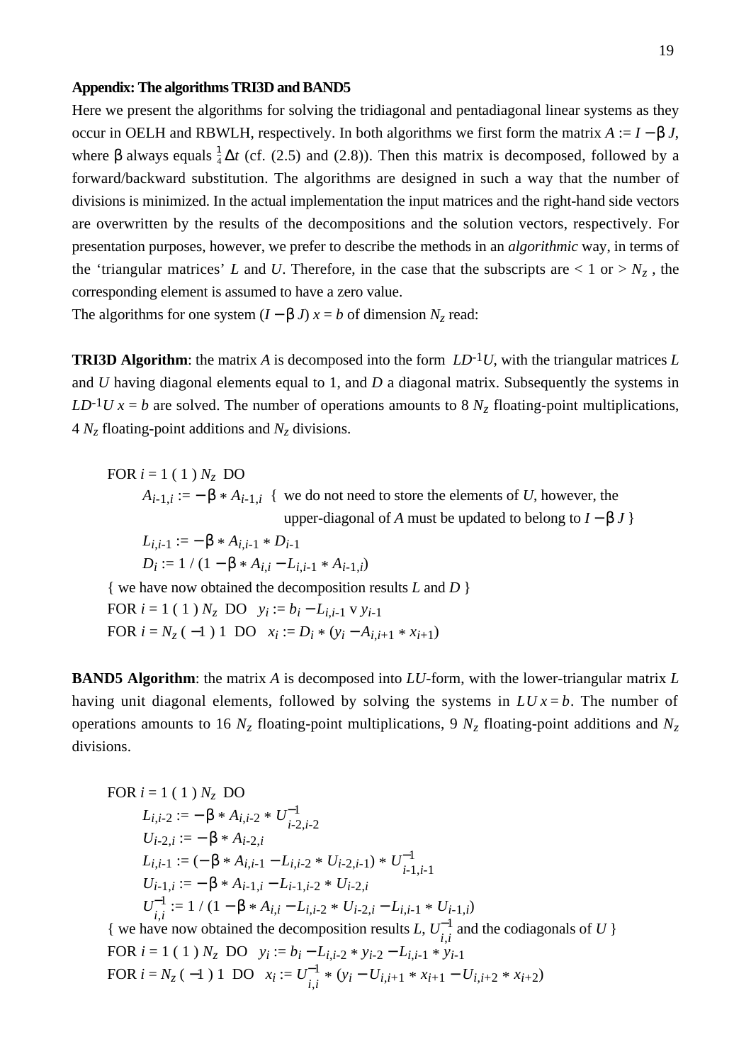**Appendix: The algorithms TRI3D and BAND5**

Here we present the algorithms for solving the tridiagonal and pentadiagonal linear systems as they occur in OELH and RBWLH, respectively. In both algorithms we first form the matrix $A := I - \beta J$, where $\beta$ always equals $\frac{1}{4}\Delta t$ (cf. (2.5) and (2.8)). Then this matrix is decomposed, followed by a forward/backward substitution. The algorithms are designed in such a way that the number of divisions is minimized. In the actual implementation the input matrices and the right-hand side vectors are overwritten by the results of the decompositions and the solution vectors, respectively. For presentation purposes, however, we prefer to describe the methods in an *algorithmic* way, in terms of the 'triangular matrices' $L$ and $U$. Therefore, in the case that the subscripts are < 1 or > $N_z$, the corresponding element is assumed to have a zero value.

The algorithms for one system $(I - \beta J)\, x = b$ of dimension $N_z$ read:

**TRI3D Algorithm**: the matrix $A$ is decomposed into the form $LD^{-1}U$, with the triangular matrices $L$ and $U$ having diagonal elements equal to 1, and $D$ a diagonal matrix. Subsequently the systems in $LD^{-1}U\, x = b$ are solved. The number of operations amounts to 8 $N_z$ floating-point multiplications, 4 $N_z$ floating-point additions and $N_z$ divisions.

FOR $i = 1\ (\ 1\ )\ N_z$ DO

  $A_{i-1,i} := -\beta * A_{i-1,i}$ { we do not need to store the elements of $U$, however, the upper-diagonal of $A$ must be updated to belong to $I - \beta J$ }

  $L_{i,i-1} := -\beta * A_{i,i-1} * D_{i-1}$

  $D_i := 1 / (1 - \beta * A_{i,i} - L_{i,i-1} * A_{i-1,i})$

{ we have now obtained the decomposition results $L$ and $D$ }

FOR $i = 1\ (\ 1\ )\ N_z$ DO $y_i := b_i - L_{i,i-1} \vee y_{i-1}$

FOR $i = N_z\ (\ -1\ )\ 1$ DO $x_i := D_i * (y_i - A_{i,i+1} * x_{i+1})$

**BAND5 Algorithm**: the matrix $A$ is decomposed into $LU$-form, with the lower-triangular matrix $L$ having unit diagonal elements, followed by solving the systems in $LU\,x = b$. The number of operations amounts to 16 $N_z$ floating-point multiplications, 9 $N_z$ floating-point additions and $N_z$ divisions.

FOR $i = 1\ (\ 1\ )\ N_z$ DO

  $L_{i,i-2} := -\beta * A_{i,i-2} * U^{-1}_{i-2,i-2}$

  $U_{i-2,i} := -\beta * A_{i-2,i}$

  $L_{i,i-1} := (-\beta * A_{i,i-1} - L_{i,i-2} * U_{i-2,i-1}) * U^{-1}_{i-1,i-1}$

  $U_{i-1,i} := -\beta * A_{i-1,i} - L_{i-1,i-2} * U_{i-2,i}$

  $U^{-1}_{i,i} := 1 / (1 - \beta * A_{i,i} - L_{i,i-2} * U_{i-2,i} - L_{i,i-1} * U_{i-1,i})$

{ we have now obtained the decomposition results $L$, $U^{-1}_{i,i}$ and the codiagonals of $U$ }

FOR $i = 1\ (\ 1\ )\ N_z$ DO $y_i := b_i - L_{i,i-2} * y_{i-2} - L_{i,i-1} * y_{i-1}$

FOR $i = N_z\ (\ -1\ )\ 1$ DO $x_i := U^{-1}_{i,i} * (y_i - U_{i,i+1} * x_{i+1} - U_{i,i+2} * x_{i+2})$